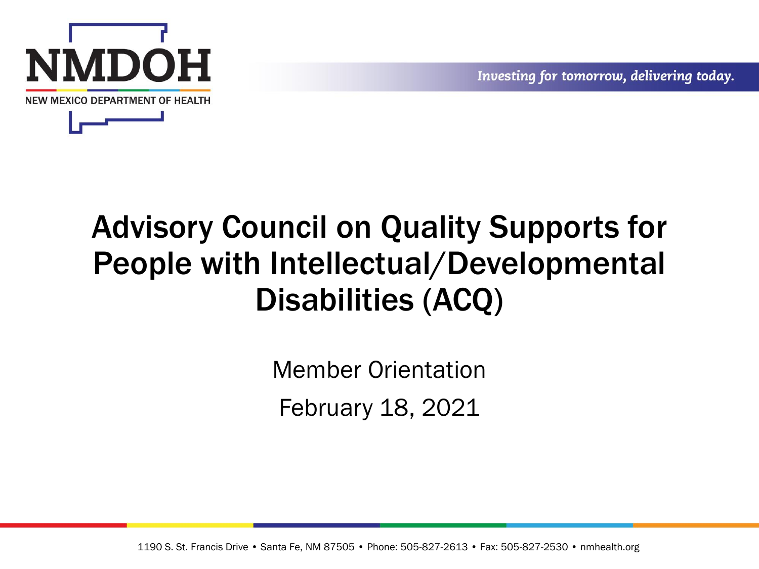NMDOH

NEW MEXICO DEPARTMENT OF HEALTH

*Investing for tomorrow, delivering today.*

# Advisory Council on Quality Supports for People with Intellectual/Developmental Disabilities (ACQ)

Member Orientation

February 18, 2021

1190 S. St. Francis Drive • Santa Fe, NM 87505 • Phone: 505-827-2613 • Fax: 505-827-2530 • nmhealth.org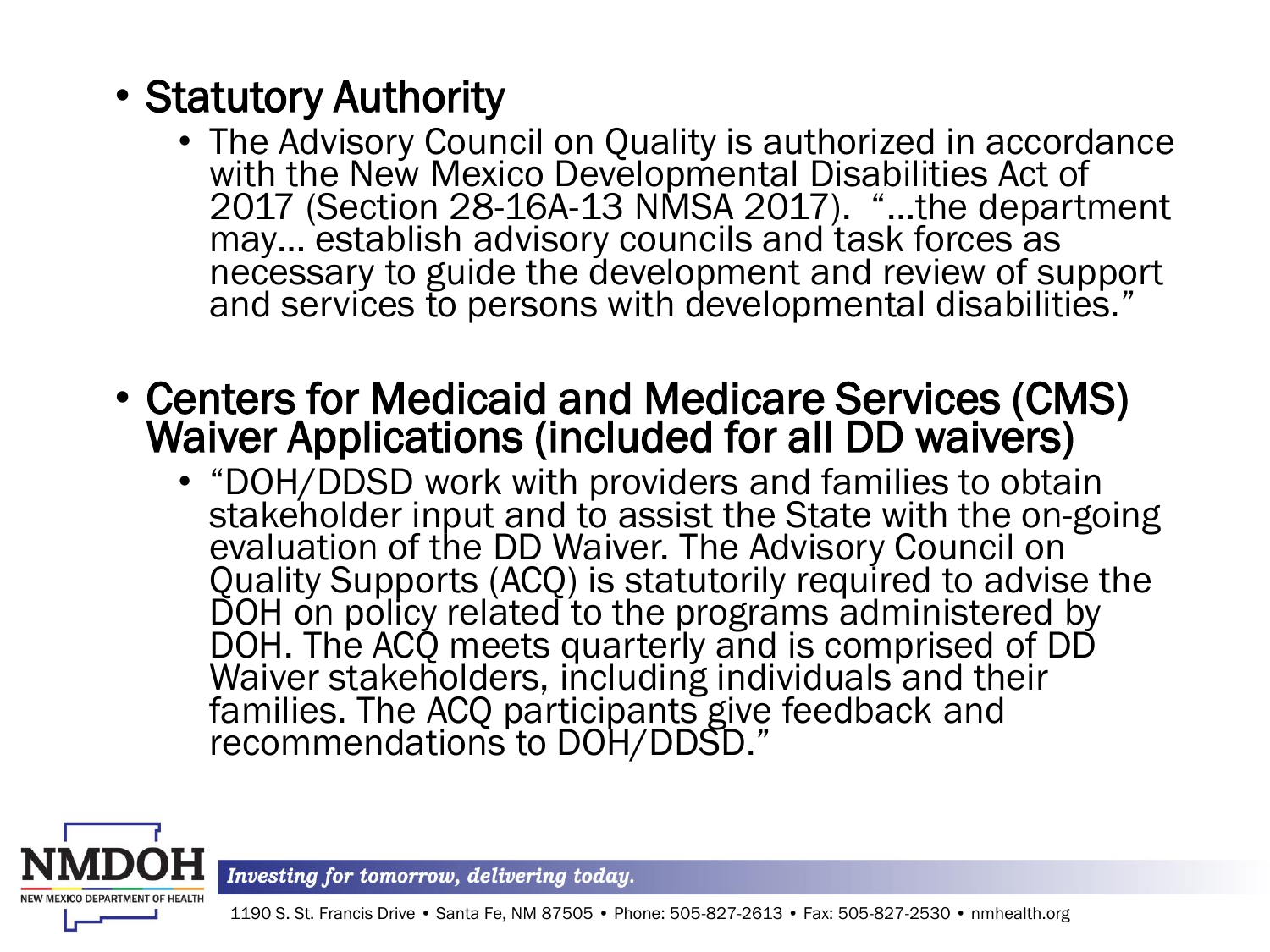- Statutory Authority
  - The Advisory Council on Quality is authorized in accordance with the New Mexico Developmental Disabilities Act of 2017 (Section 28-16A-13 NMSA 2017). "…the department may… establish advisory councils and task forces as necessary to guide the development and review of support and services to persons with developmental disabilities."

- Centers for Medicaid and Medicare Services (CMS) Waiver Applications (included for all DD waivers)
  - "DOH/DDSD work with providers and families to obtain stakeholder input and to assist the State with the on-going evaluation of the DD Waiver. The Advisory Council on Quality Supports (ACQ) is statutorily required to advise the DOH on policy related to the programs administered by DOH. The ACQ meets quarterly and is comprised of DD Waiver stakeholders, including individuals and their families. The ACQ participants give feedback and recommendations to DOH/DDSD."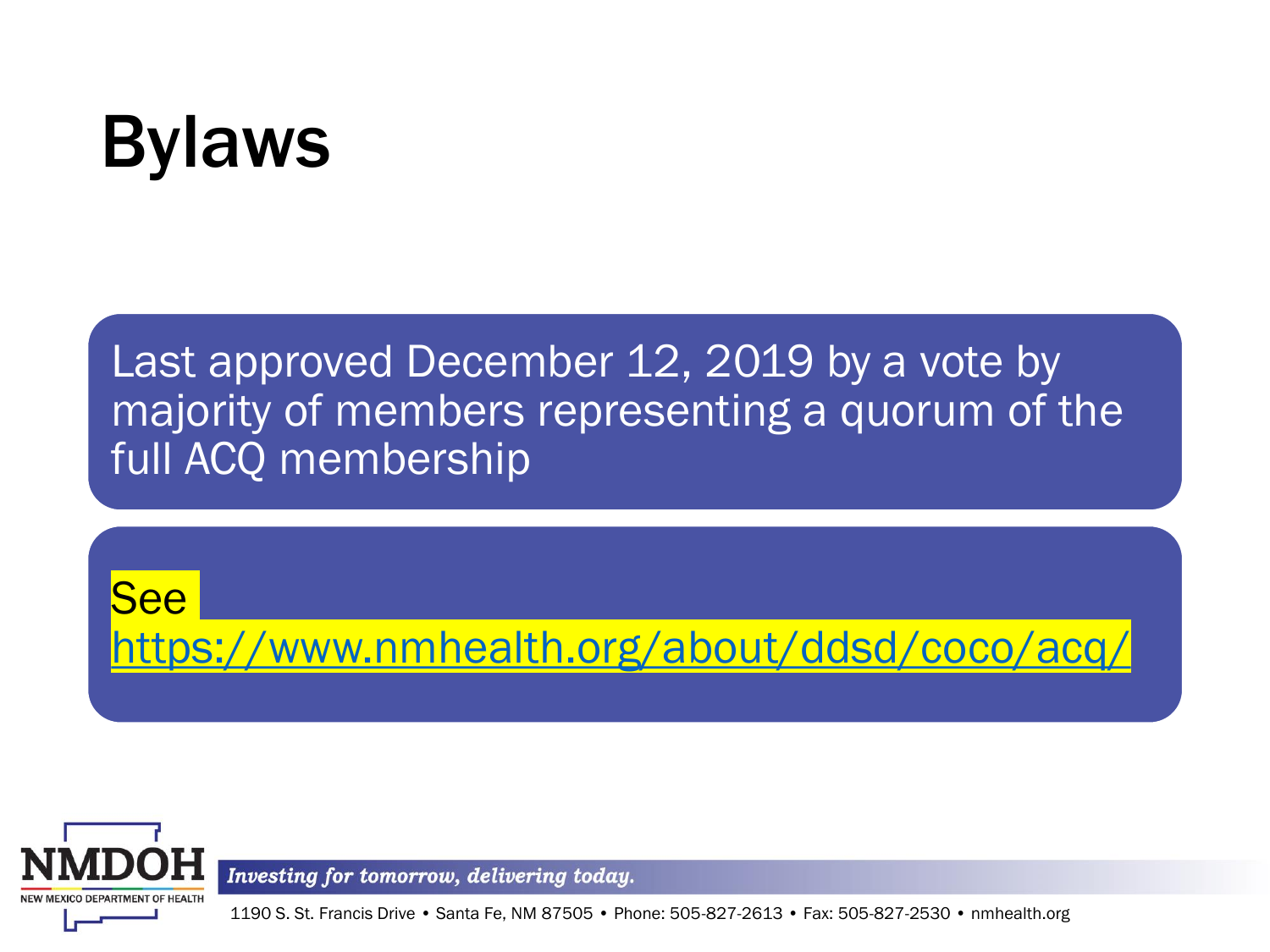# Bylaws

Last approved December 12, 2019 by a vote by majority of members representing a quorum of the full ACQ membership

See https://www.nmhealth.org/about/ddsd/coco/acq/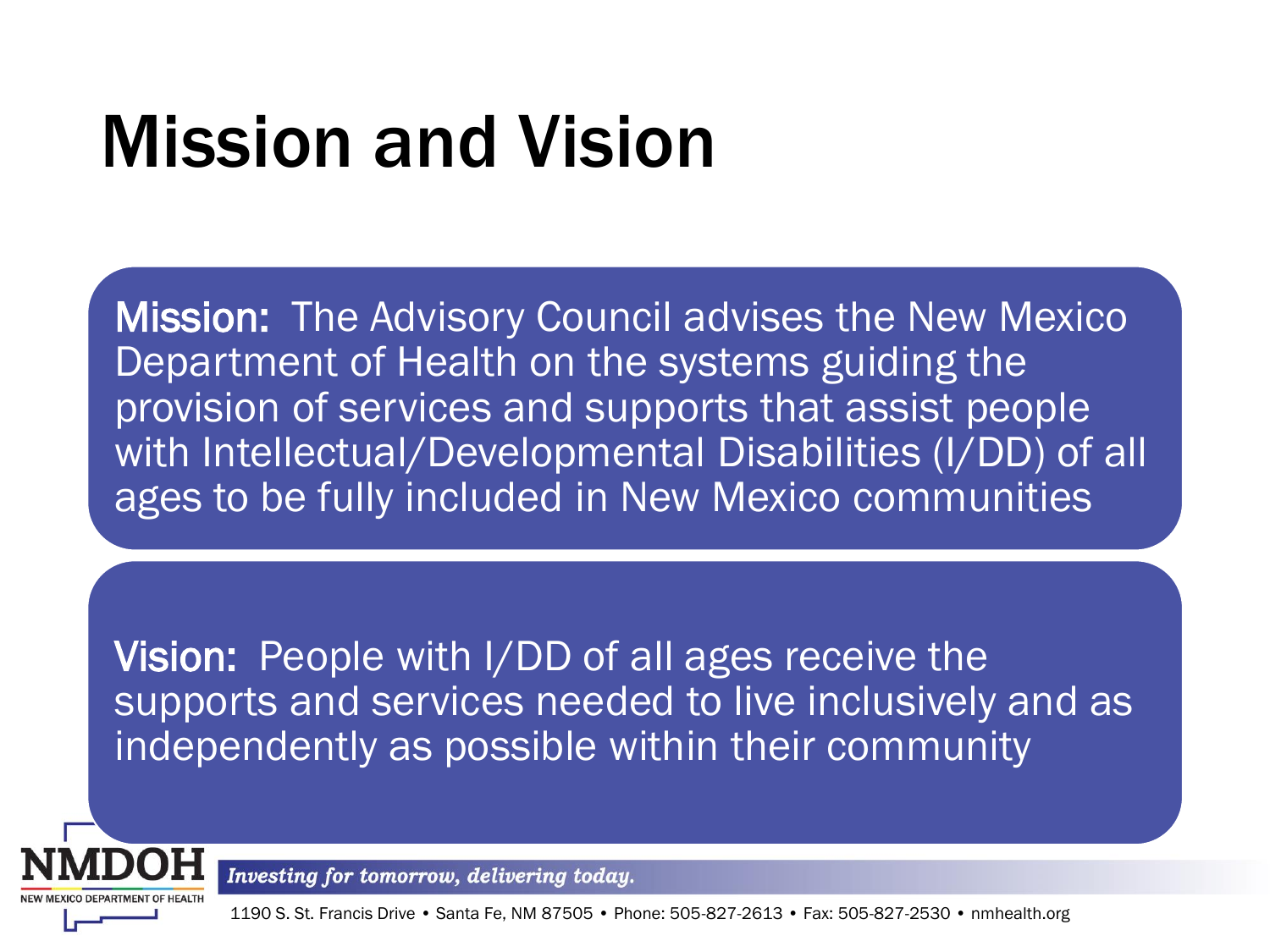# Mission and Vision

**Mission:** The Advisory Council advises the New Mexico Department of Health on the systems guiding the provision of services and supports that assist people with Intellectual/Developmental Disabilities (I/DD) of all ages to be fully included in New Mexico communities

**Vision:** People with I/DD of all ages receive the supports and services needed to live inclusively and as independently as possible within their community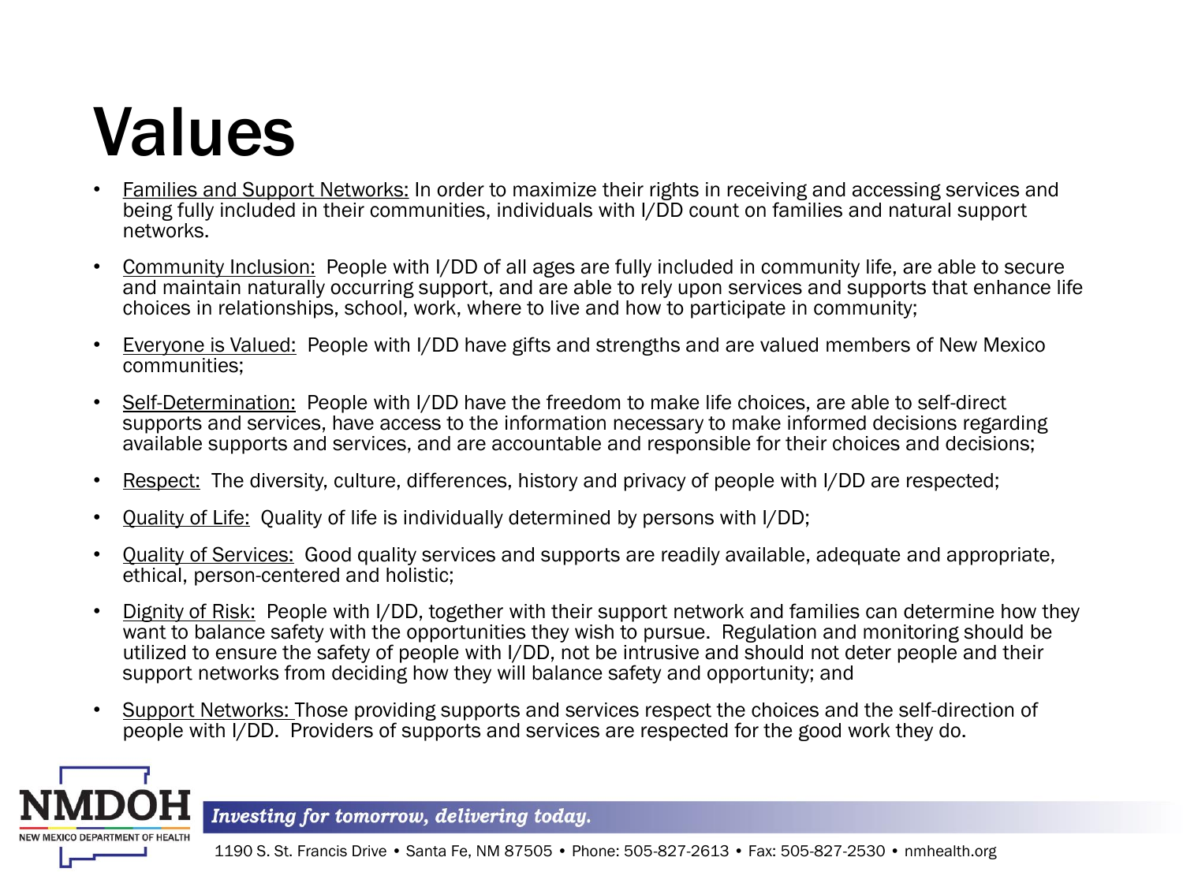# Values

- Families and Support Networks: In order to maximize their rights in receiving and accessing services and being fully included in their communities, individuals with I/DD count on families and natural support networks.
- Community Inclusion: People with I/DD of all ages are fully included in community life, are able to secure and maintain naturally occurring support, and are able to rely upon services and supports that enhance life choices in relationships, school, work, where to live and how to participate in community;
- Everyone is Valued: People with I/DD have gifts and strengths and are valued members of New Mexico communities;
- Self-Determination: People with I/DD have the freedom to make life choices, are able to self-direct supports and services, have access to the information necessary to make informed decisions regarding available supports and services, and are accountable and responsible for their choices and decisions;
- Respect: The diversity, culture, differences, history and privacy of people with I/DD are respected;
- Quality of Life: Quality of life is individually determined by persons with I/DD;
- Quality of Services: Good quality services and supports are readily available, adequate and appropriate, ethical, person-centered and holistic;
- Dignity of Risk: People with I/DD, together with their support network and families can determine how they want to balance safety with the opportunities they wish to pursue. Regulation and monitoring should be utilized to ensure the safety of people with I/DD, not be intrusive and should not deter people and their support networks from deciding how they will balance safety and opportunity; and
- Support Networks: Those providing supports and services respect the choices and the self-direction of people with I/DD. Providers of supports and services are respected for the good work they do.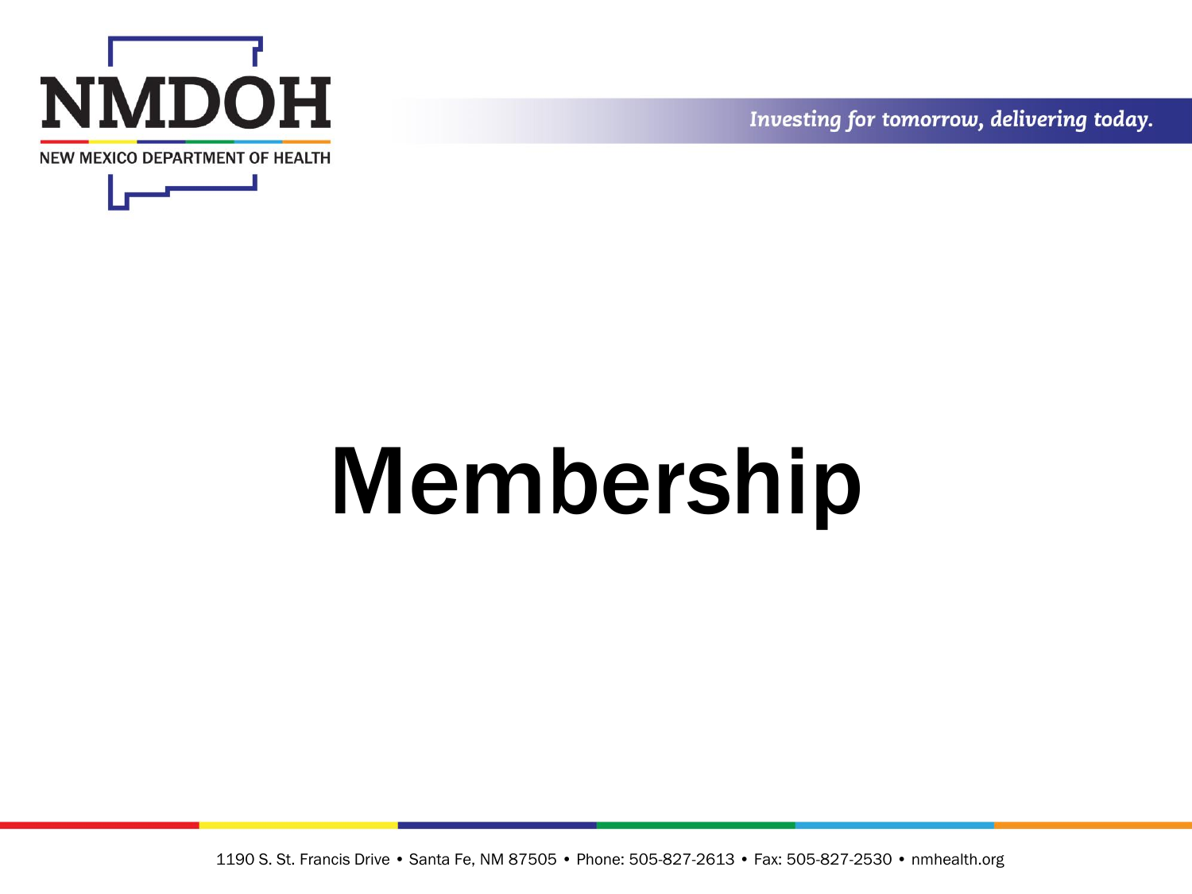# Membership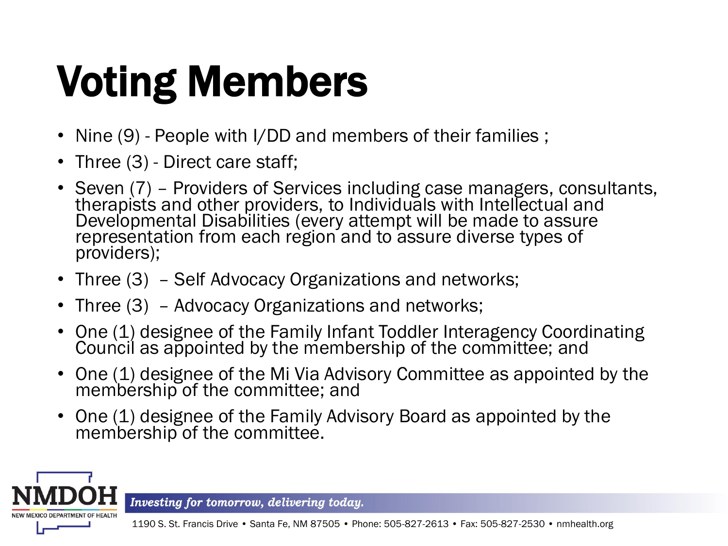# Voting Members

- Nine (9) - People with I/DD and members of their families ;
- Three (3) - Direct care staff;
- Seven (7) – Providers of Services including case managers, consultants, therapists and other providers, to Individuals with Intellectual and Developmental Disabilities (every attempt will be made to assure representation from each region and to assure diverse types of providers);
- Three (3) – Self Advocacy Organizations and networks;
- Three (3) – Advocacy Organizations and networks;
- One (1) designee of the Family Infant Toddler Interagency Coordinating Council as appointed by the membership of the committee; and
- One (1) designee of the Mi Via Advisory Committee as appointed by the membership of the committee; and
- One (1) designee of the Family Advisory Board as appointed by the membership of the committee.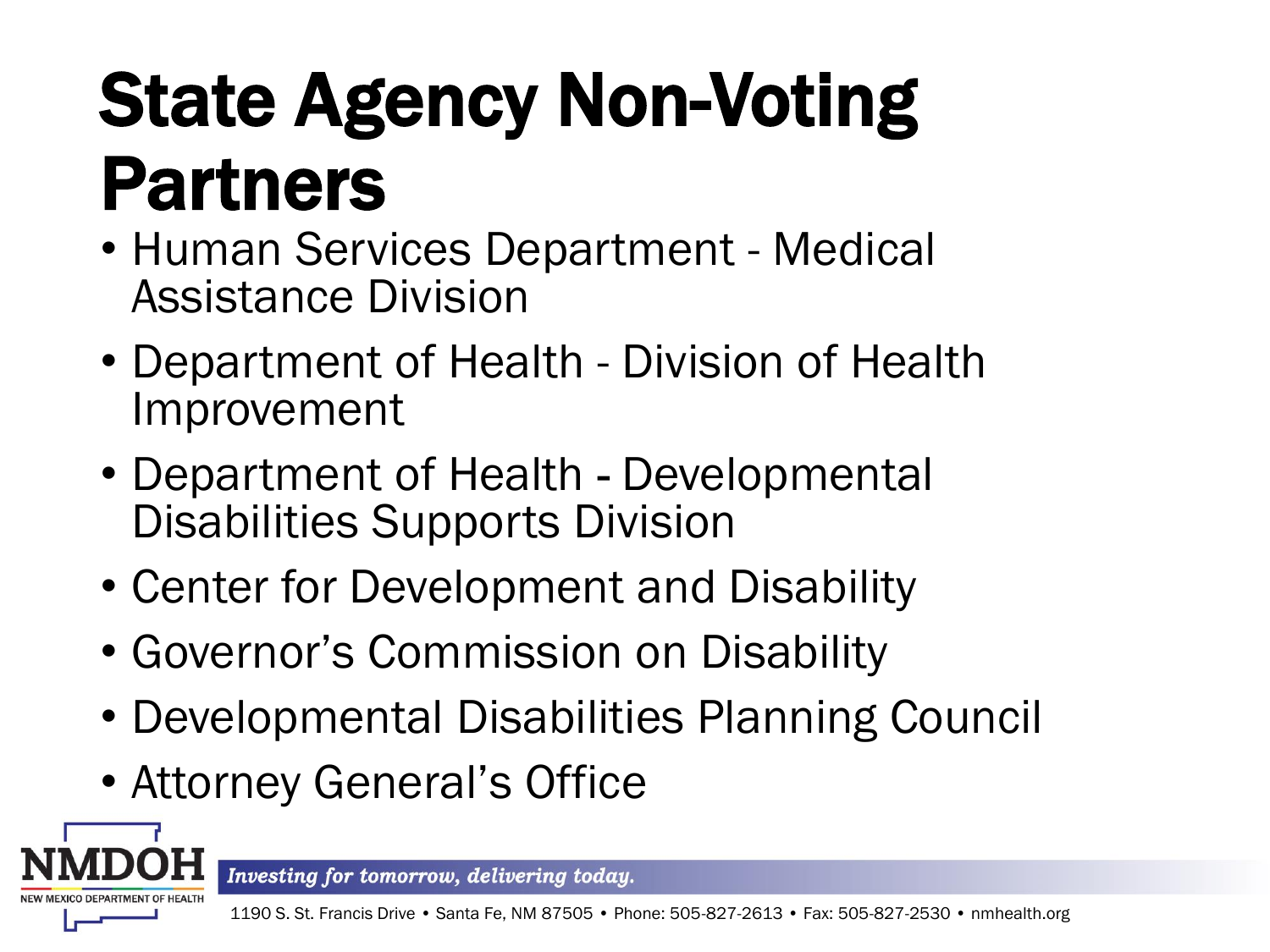# State Agency Non-Voting Partners

- Human Services Department - Medical Assistance Division
- Department of Health - Division of Health Improvement
- Department of Health - Developmental Disabilities Supports Division
- Center for Development and Disability
- Governor's Commission on Disability
- Developmental Disabilities Planning Council
- Attorney General's Office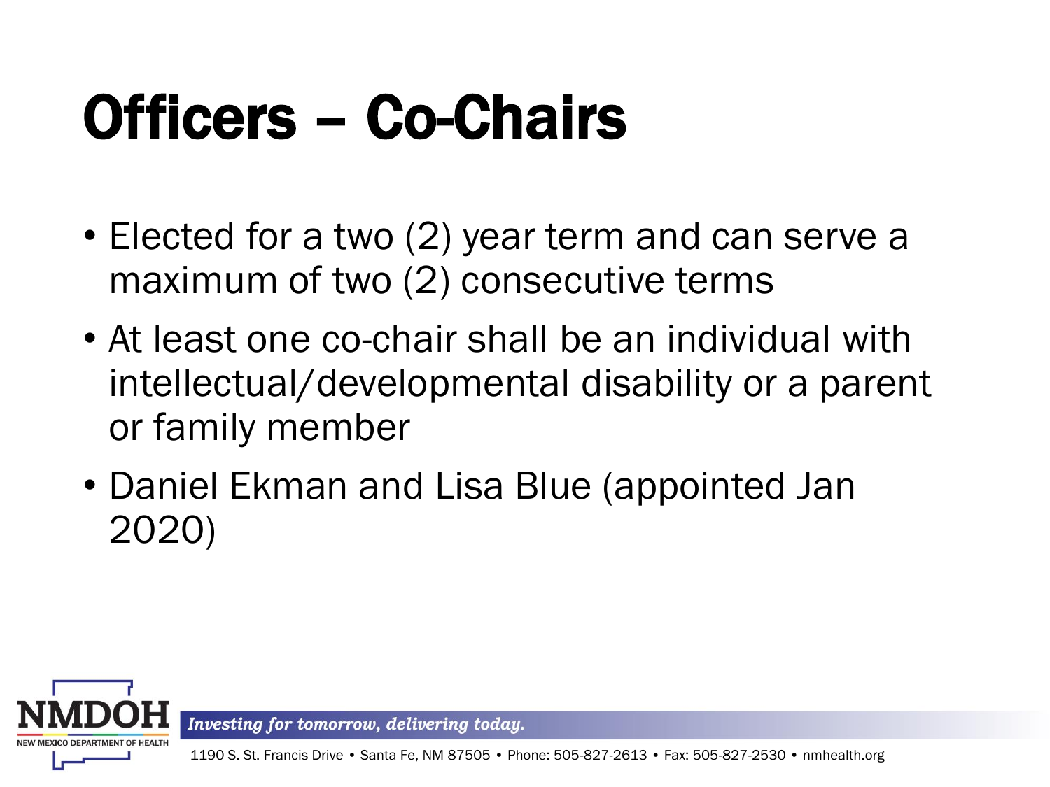# Officers – Co-Chairs

- Elected for a two (2) year term and can serve a maximum of two (2) consecutive terms
- At least one co-chair shall be an individual with intellectual/developmental disability or a parent or family member
- Daniel Ekman and Lisa Blue (appointed Jan 2020)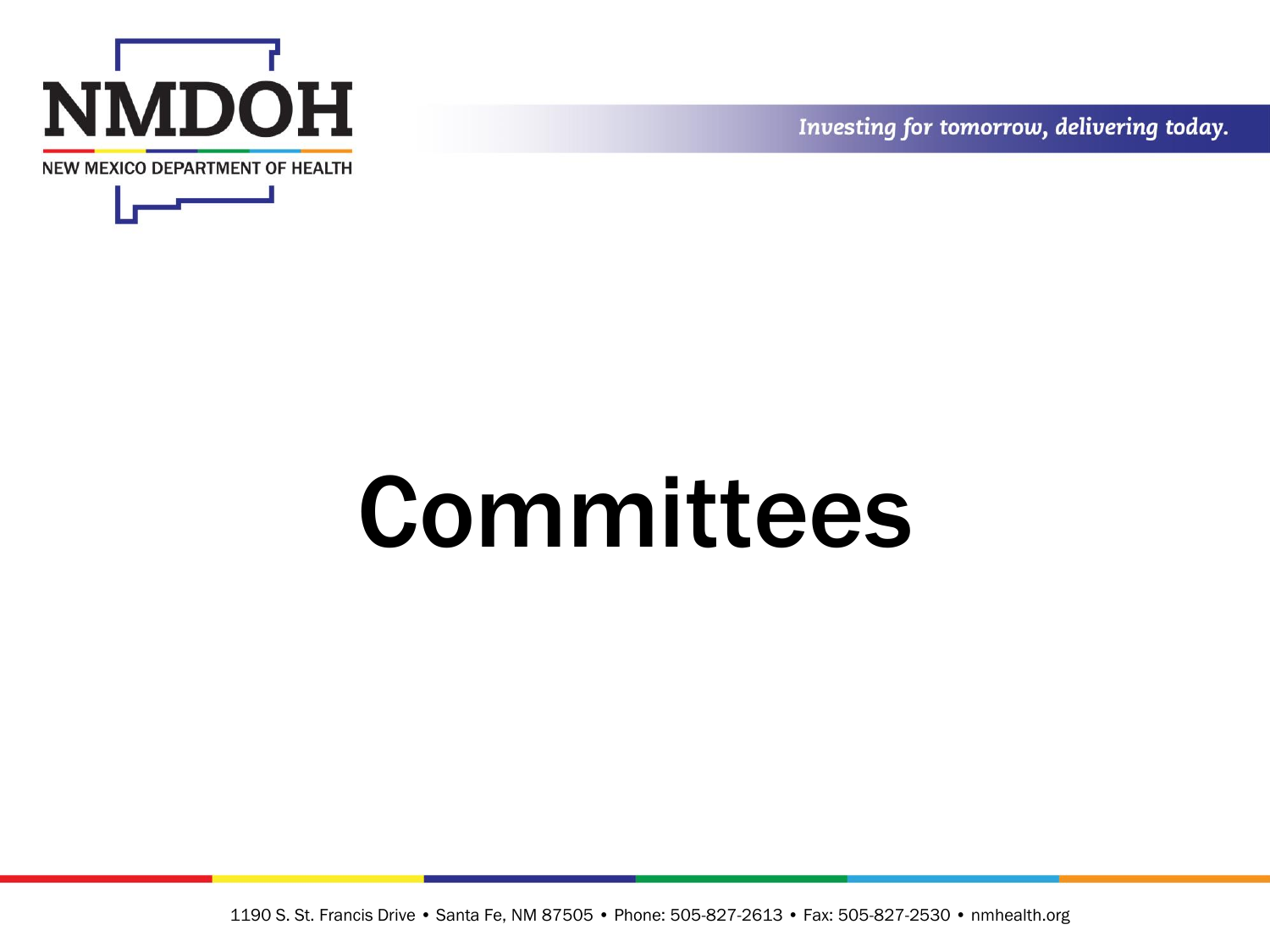# Committees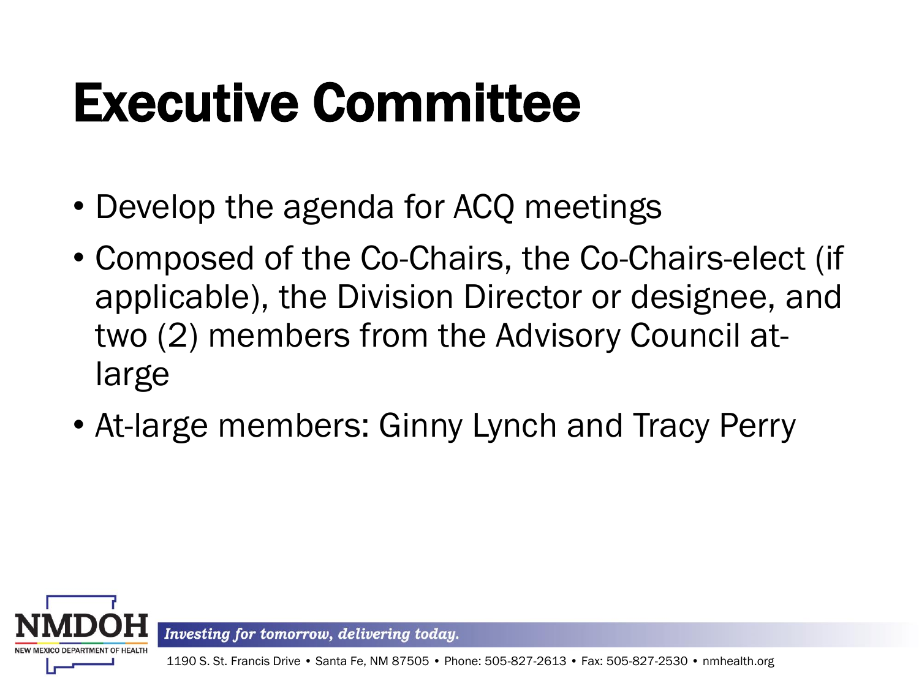# Executive Committee

- Develop the agenda for ACQ meetings
- Composed of the Co-Chairs, the Co-Chairs-elect (if applicable), the Division Director or designee, and two (2) members from the Advisory Council at-large
- At-large members: Ginny Lynch and Tracy Perry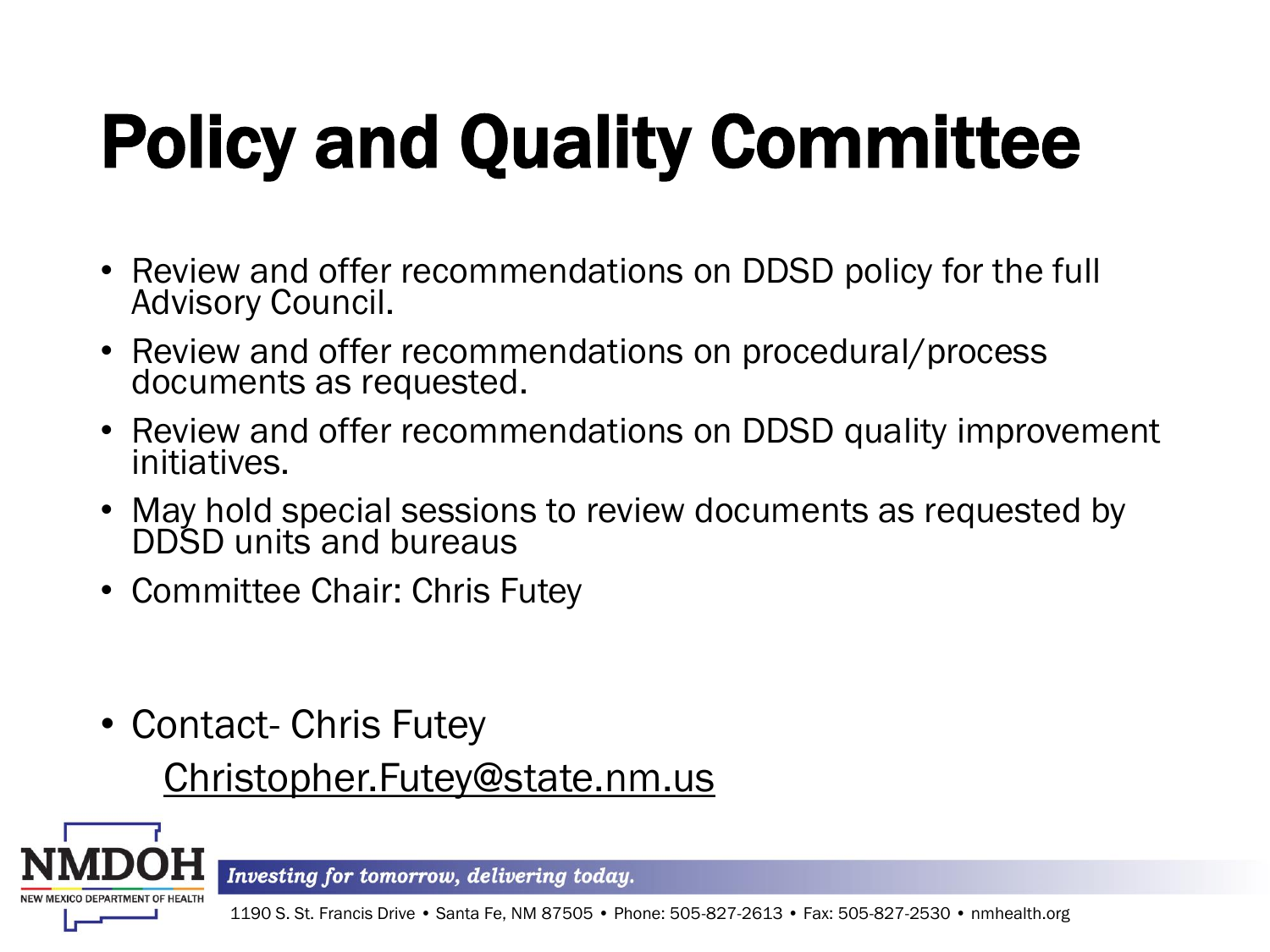# Policy and Quality Committee

- Review and offer recommendations on DDSD policy for the full Advisory Council.
- Review and offer recommendations on procedural/process documents as requested.
- Review and offer recommendations on DDSD quality improvement initiatives.
- May hold special sessions to review documents as requested by DDSD units and bureaus
- Committee Chair: Chris Futey

- Contact- Chris Futey

  Christopher.Futey@state.nm.us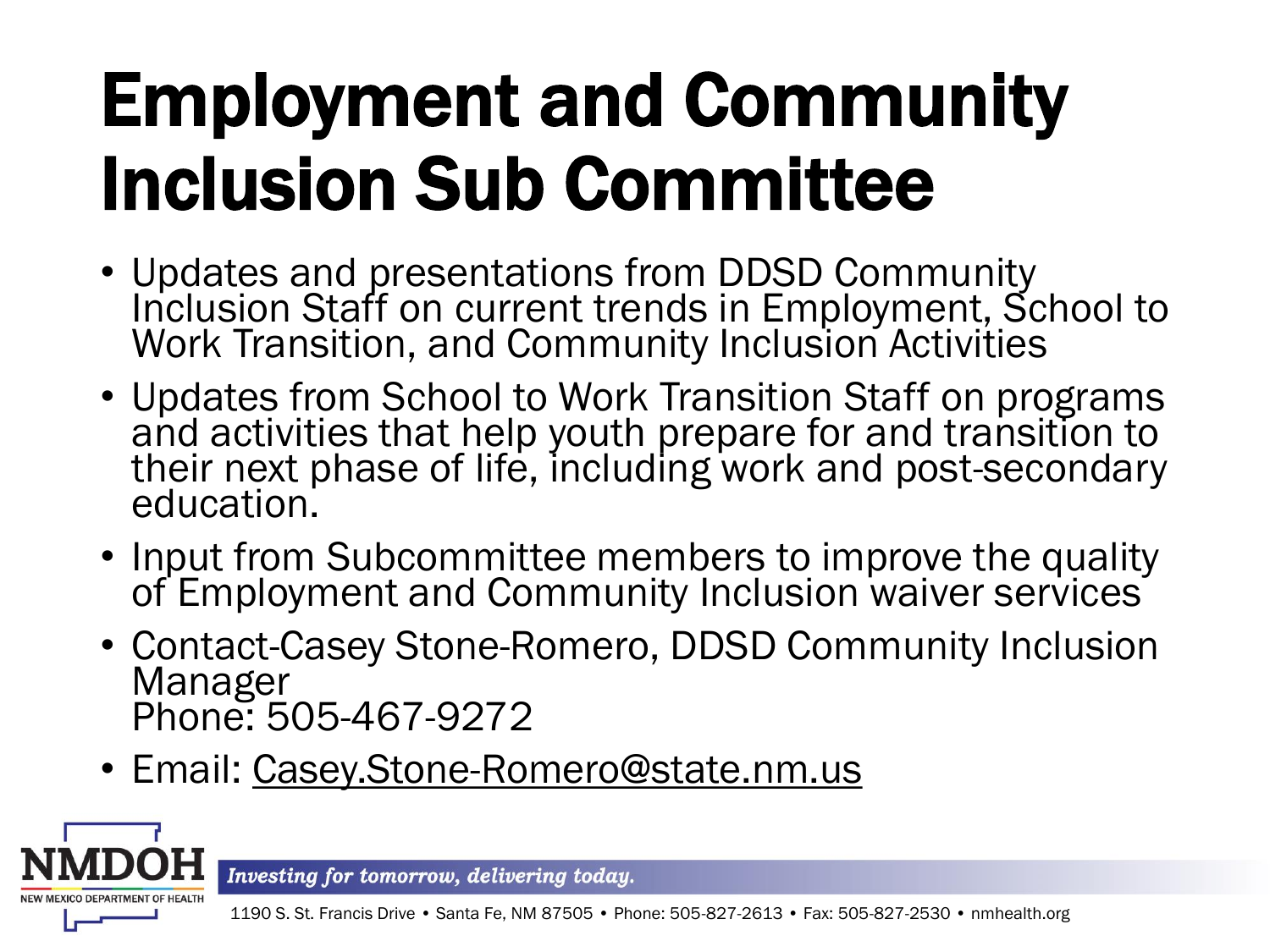# Employment and Community Inclusion Sub Committee

- Updates and presentations from DDSD Community Inclusion Staff on current trends in Employment, School to Work Transition, and Community Inclusion Activities
- Updates from School to Work Transition Staff on programs and activities that help youth prepare for and transition to their next phase of life, including work and post-secondary education.
- Input from Subcommittee members to improve the quality of Employment and Community Inclusion waiver services
- Contact-Casey Stone-Romero, DDSD Community Inclusion Manager
  Phone: 505-467-9272
- Email: Casey.Stone-Romero@state.nm.us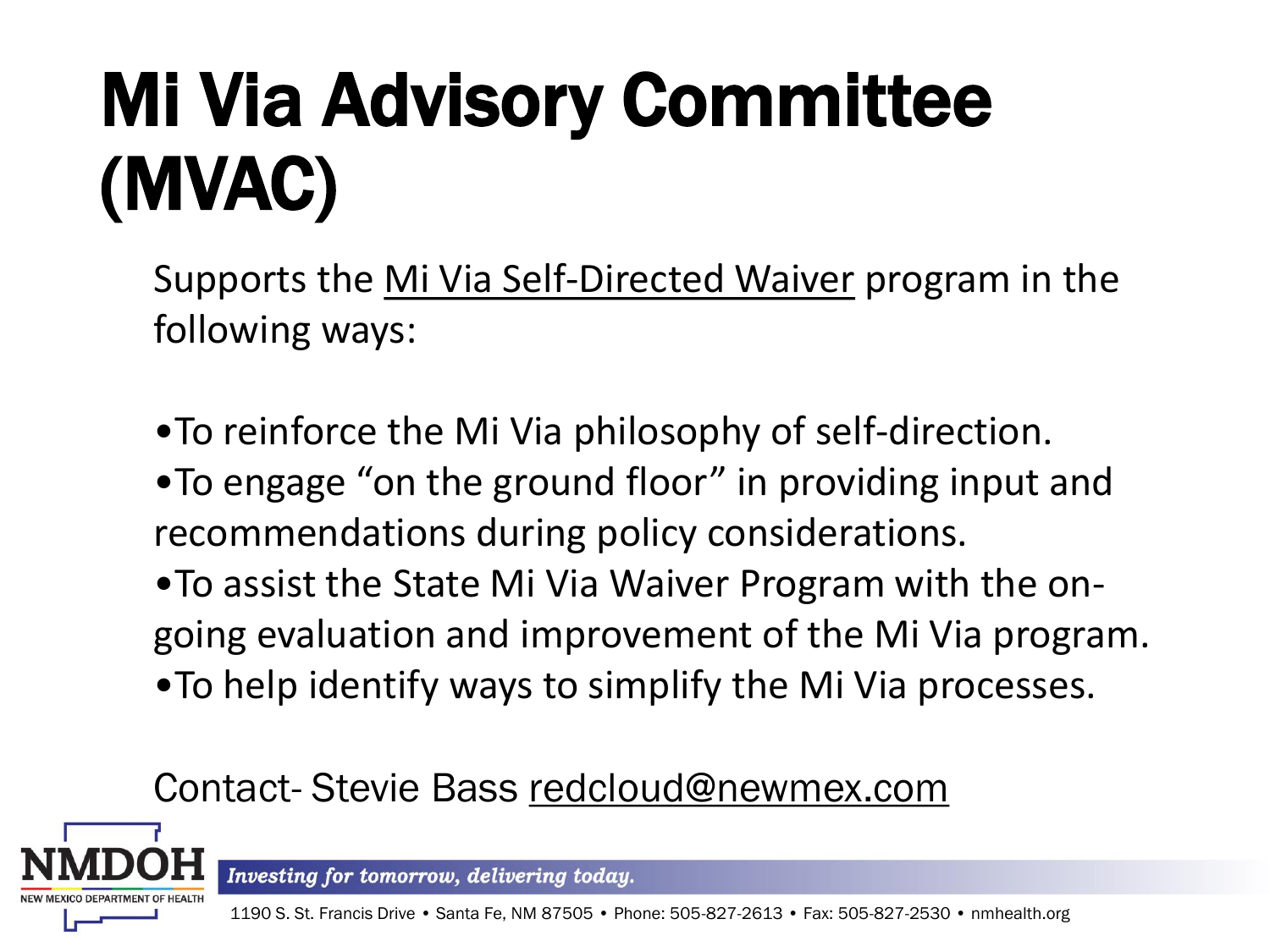# Mi Via Advisory Committee (MVAC)

Supports the Mi Via Self-Directed Waiver program in the following ways:

- To reinforce the Mi Via philosophy of self-direction.
- To engage "on the ground floor" in providing input and recommendations during policy considerations.
- To assist the State Mi Via Waiver Program with the on-going evaluation and improvement of the Mi Via program.
- To help identify ways to simplify the Mi Via processes.

Contact- Stevie Bass redcloud@newmex.com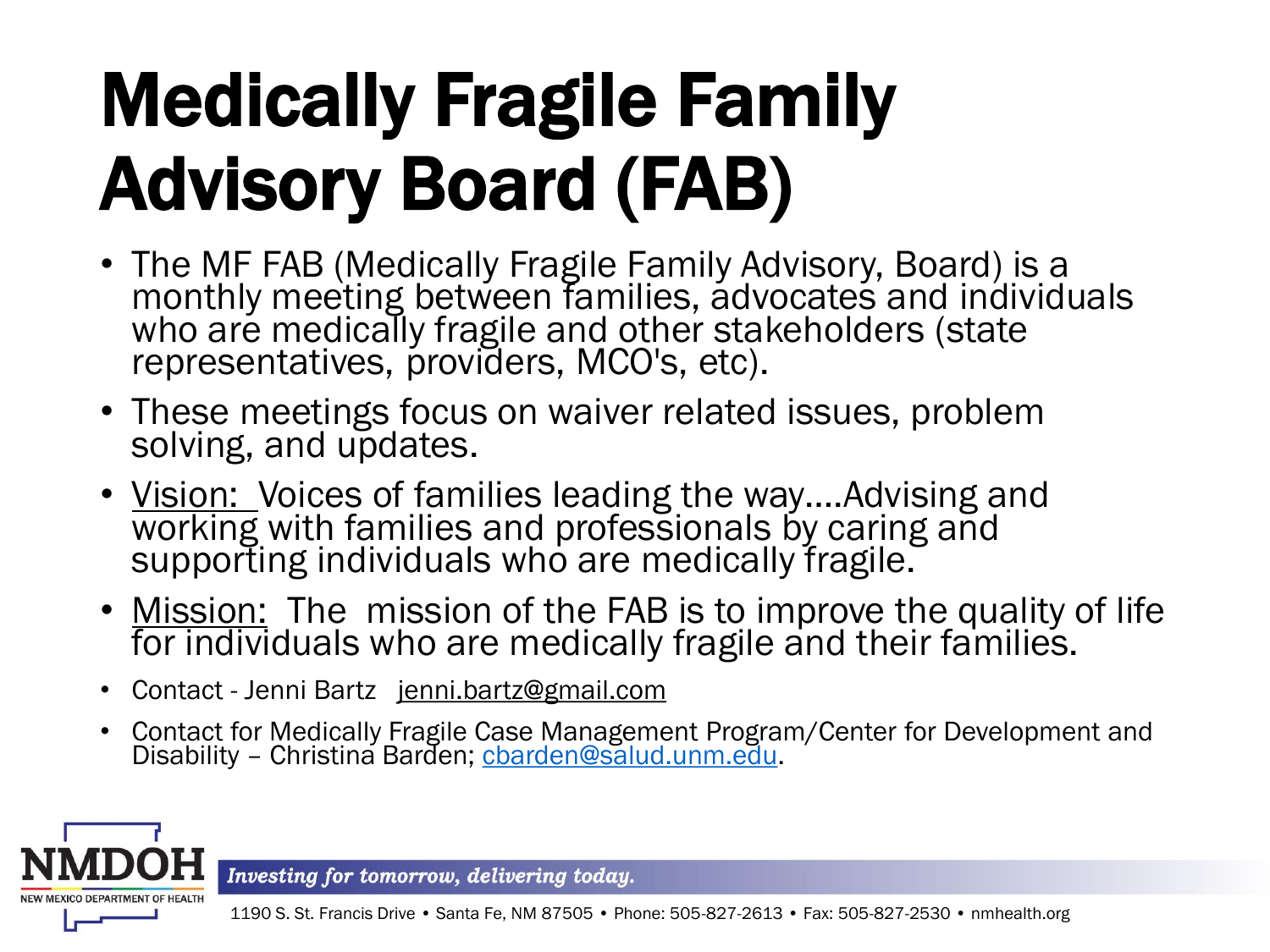# Medically Fragile Family Advisory Board (FAB)

- The MF FAB (Medically Fragile Family Advisory, Board) is a monthly meeting between families, advocates and individuals who are medically fragile and other stakeholders (state representatives, providers, MCO's, etc).
- These meetings focus on waiver related issues, problem solving, and updates.
- Vision: Voices of families leading the way....Advising and working with families and professionals by caring and supporting individuals who are medically fragile.
- Mission: The mission of the FAB is to improve the quality of life for individuals who are medically fragile and their families.
- Contact - Jenni Bartz jenni.bartz@gmail.com
- Contact for Medically Fragile Case Management Program/Center for Development and Disability – Christina Barden; cbarden@salud.unm.edu.

NMDOH NEW MEXICO DEPARTMENT OF HEALTH

*Investing for tomorrow, delivering today.*

1190 S. St. Francis Drive • Santa Fe, NM 87505 • Phone: 505-827-2613 • Fax: 505-827-2530 • nmhealth.org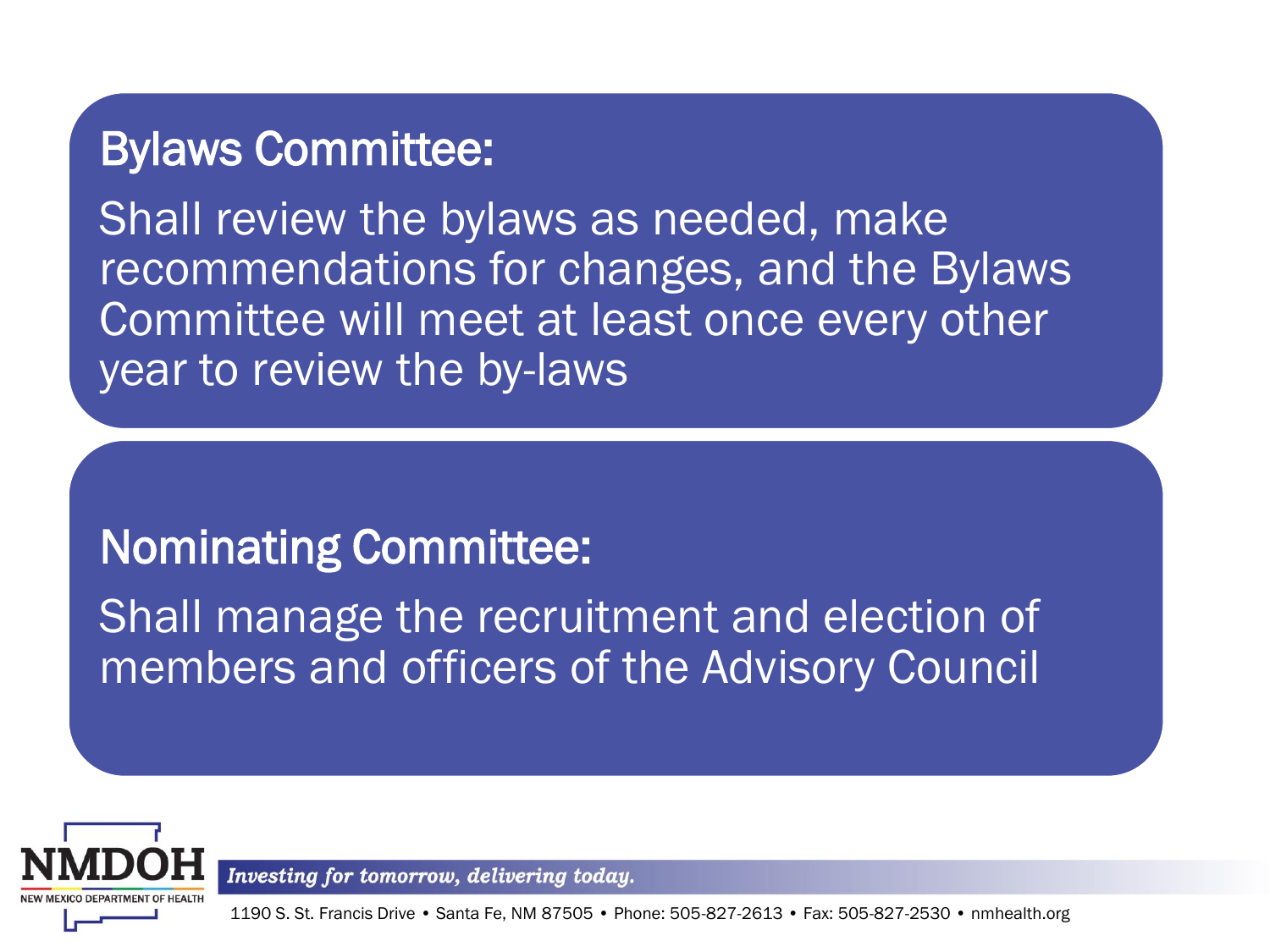## Bylaws Committee:

Shall review the bylaws as needed, make recommendations for changes, and the Bylaws Committee will meet at least once every other year to review the by-laws

## Nominating Committee:

Shall manage the recruitment and election of members and officers of the Advisory Council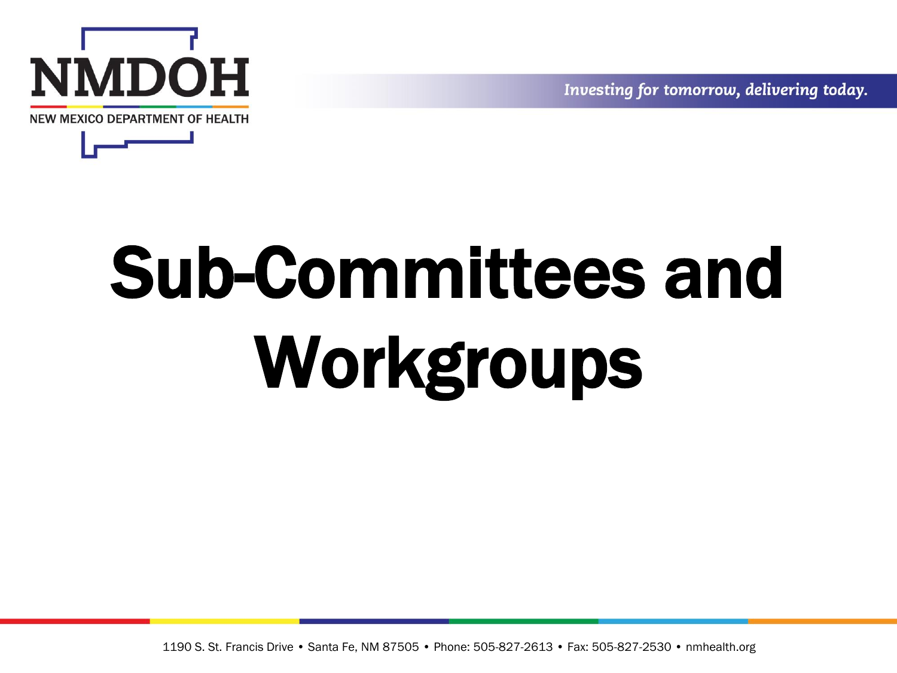# Sub-Committees and Workgroups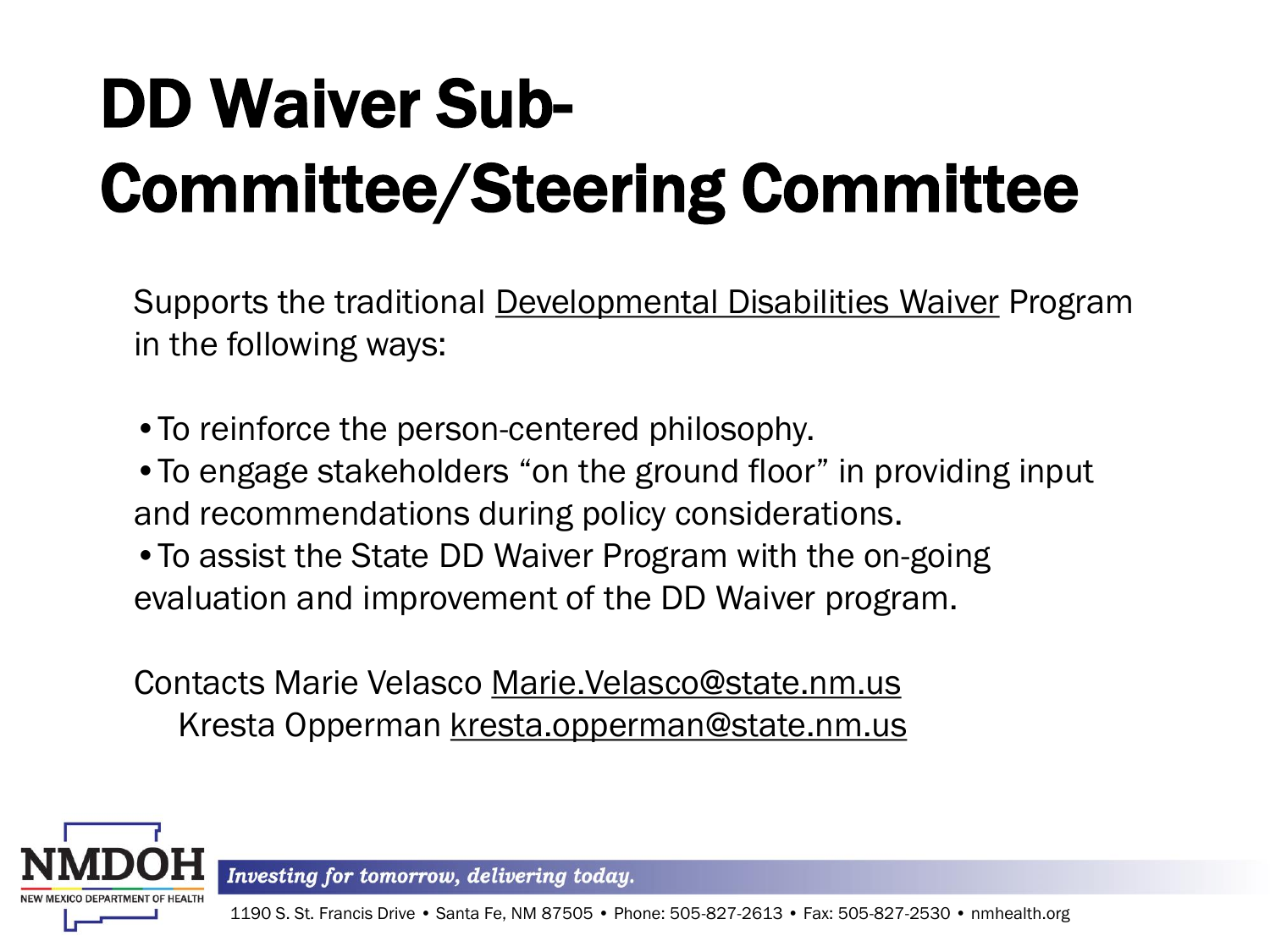# DD Waiver Sub-Committee/Steering Committee

Supports the traditional Developmental Disabilities Waiver Program in the following ways:

- To reinforce the person-centered philosophy.
- To engage stakeholders "on the ground floor" in providing input and recommendations during policy considerations.
- To assist the State DD Waiver Program with the on-going evaluation and improvement of the DD Waiver program.

Contacts Marie Velasco Marie.Velasco@state.nm.us
Kresta Opperman kresta.opperman@state.nm.us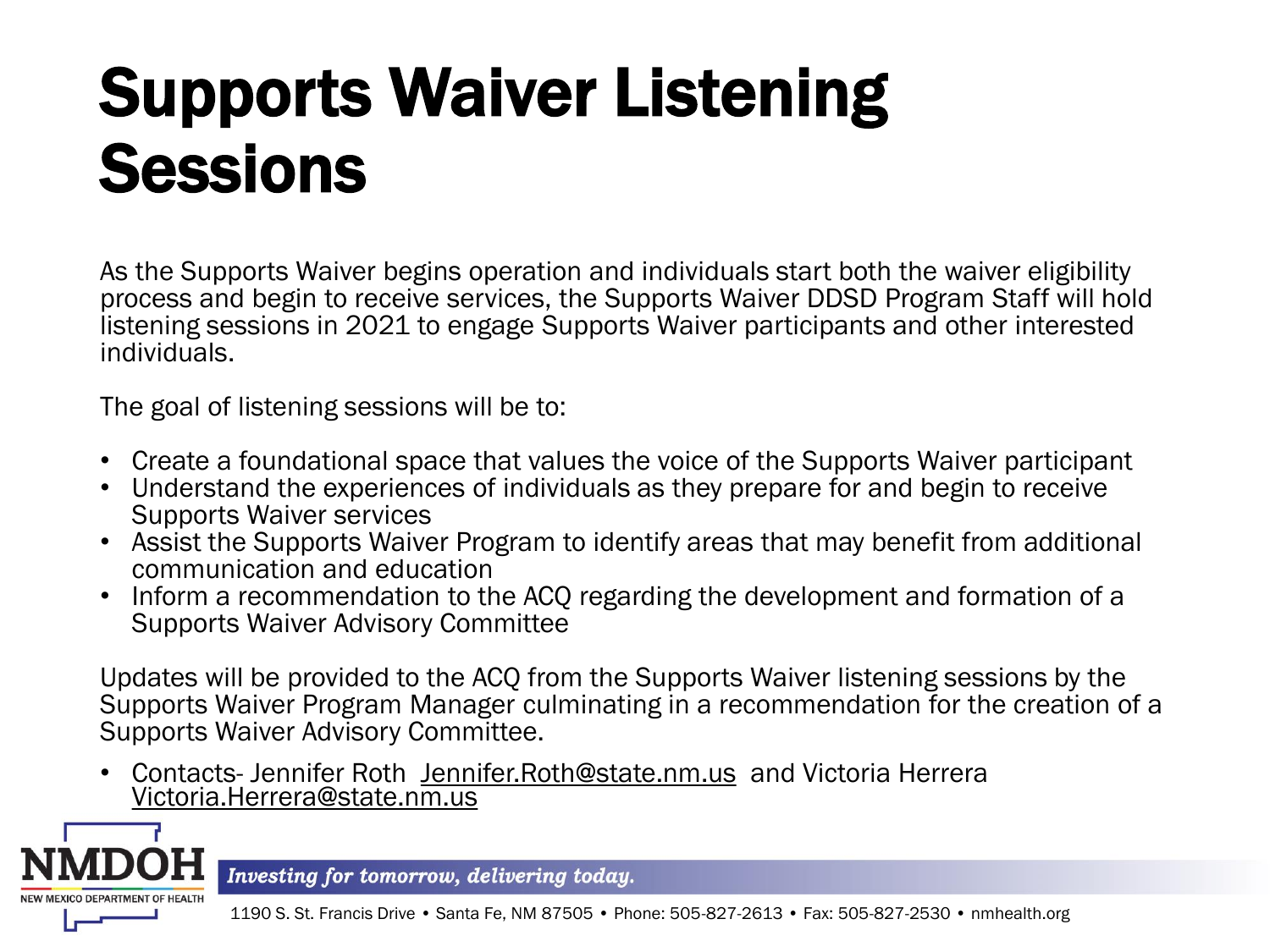# Supports Waiver Listening Sessions

As the Supports Waiver begins operation and individuals start both the waiver eligibility process and begin to receive services, the Supports Waiver DDSD Program Staff will hold listening sessions in 2021 to engage Supports Waiver participants and other interested individuals.

The goal of listening sessions will be to:

- Create a foundational space that values the voice of the Supports Waiver participant
- Understand the experiences of individuals as they prepare for and begin to receive Supports Waiver services
- Assist the Supports Waiver Program to identify areas that may benefit from additional communication and education
- Inform a recommendation to the ACQ regarding the development and formation of a Supports Waiver Advisory Committee

Updates will be provided to the ACQ from the Supports Waiver listening sessions by the Supports Waiver Program Manager culminating in a recommendation for the creation of a Supports Waiver Advisory Committee.

- Contacts- Jennifer Roth Jennifer.Roth@state.nm.us and Victoria Herrera Victoria.Herrera@state.nm.us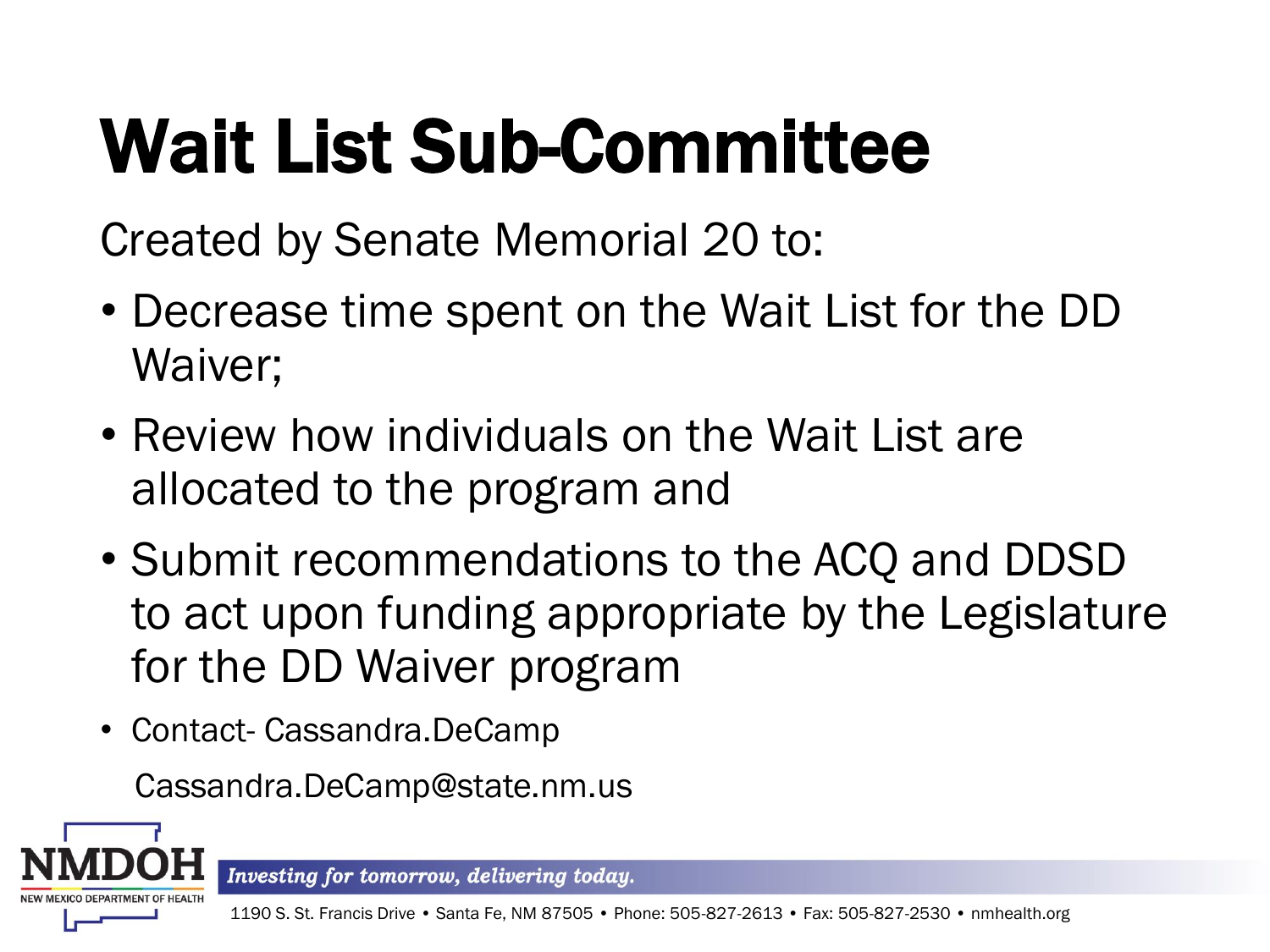# Wait List Sub-Committee

Created by Senate Memorial 20 to:

- Decrease time spent on the Wait List for the DD Waiver;
- Review how individuals on the Wait List are allocated to the program and
- Submit recommendations to the ACQ and DDSD to act upon funding appropriate by the Legislature for the DD Waiver program
- Contact- Cassandra.DeCamp

  Cassandra.DeCamp@state.nm.us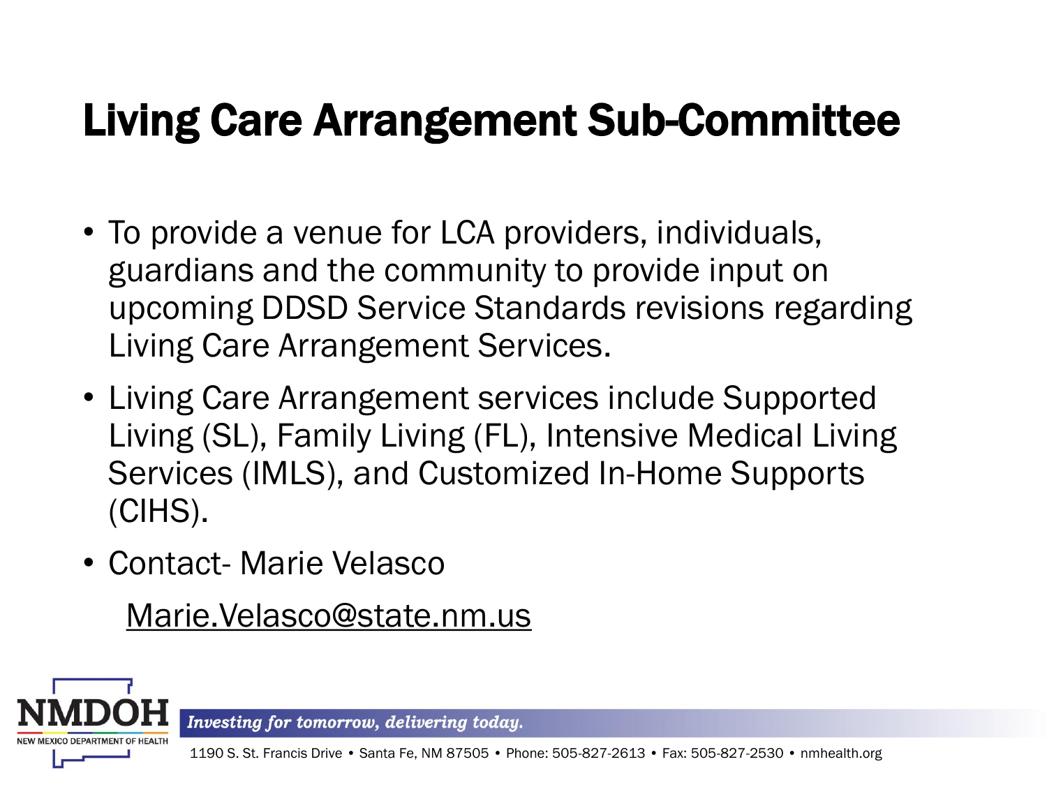# Living Care Arrangement Sub-Committee

- To provide a venue for LCA providers, individuals, guardians and the community to provide input on upcoming DDSD Service Standards revisions regarding Living Care Arrangement Services.
- Living Care Arrangement services include Supported Living (SL), Family Living (FL), Intensive Medical Living Services (IMLS), and Customized In-Home Supports (CIHS).
- Contact- Marie Velasco

  Marie.Velasco@state.nm.us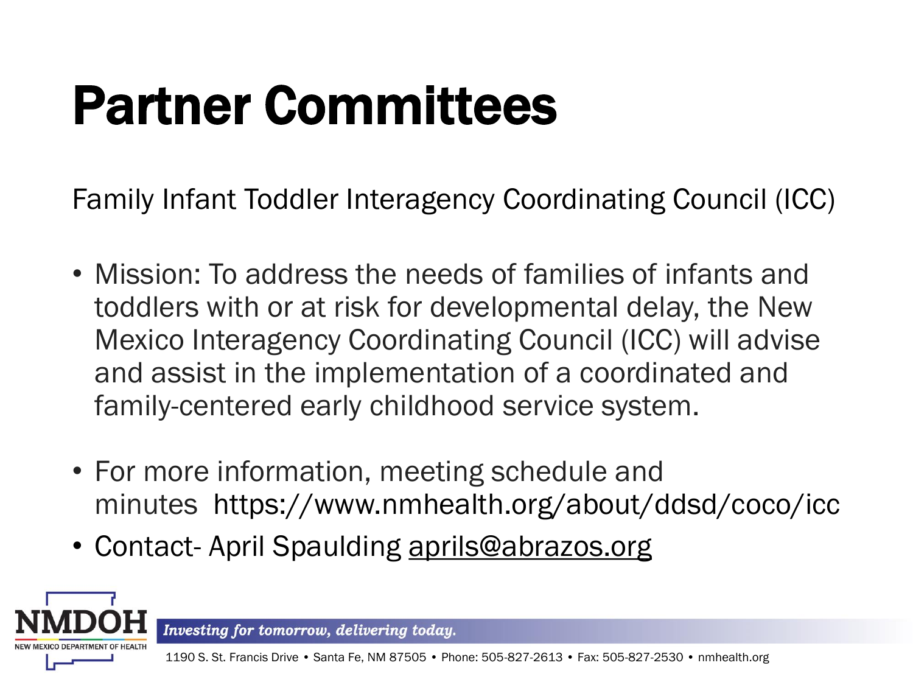# Partner Committees

Family Infant Toddler Interagency Coordinating Council (ICC)

- Mission: To address the needs of families of infants and toddlers with or at risk for developmental delay, the New Mexico Interagency Coordinating Council (ICC) will advise and assist in the implementation of a coordinated and family-centered early childhood service system.
- For more information, meeting schedule and minutes https://www.nmhealth.org/about/ddsd/coco/icc
- Contact- April Spaulding aprils@abrazos.org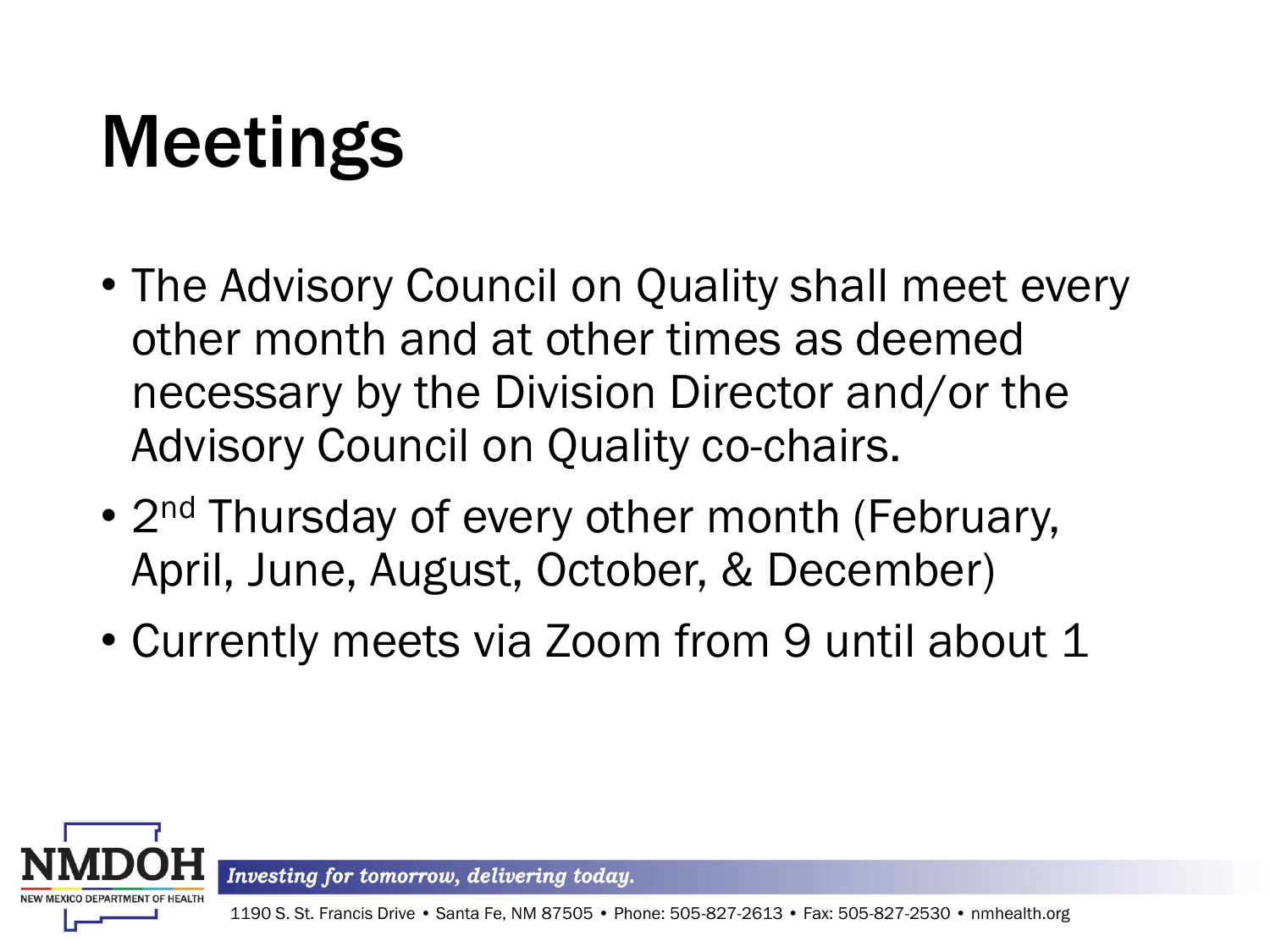# Meetings

- The Advisory Council on Quality shall meet every other month and at other times as deemed necessary by the Division Director and/or the Advisory Council on Quality co-chairs.
- 2nd Thursday of every other month (February, April, June, August, October, & December)
- Currently meets via Zoom from 9 until about 1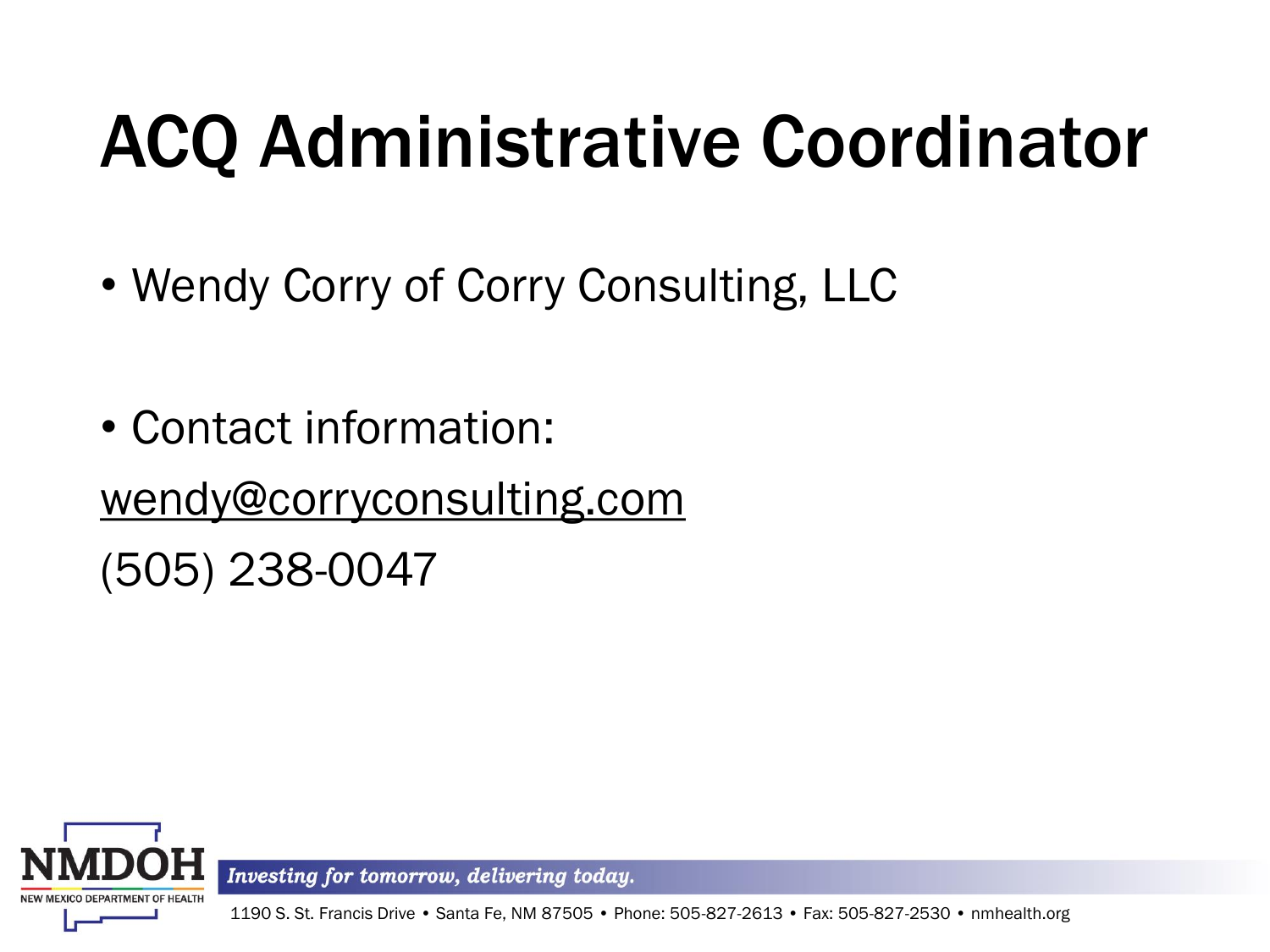# ACQ Administrative Coordinator

- Wendy Corry of Corry Consulting, LLC

- Contact information:

wendy@corryconsulting.com

(505) 238-0047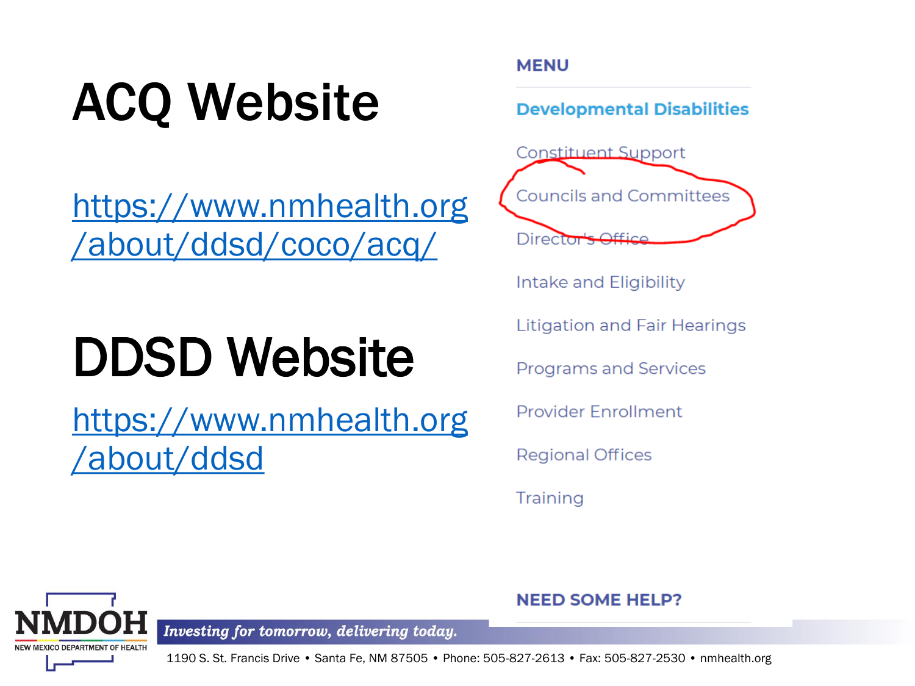# ACQ Website

https://www.nmhealth.org/about/ddsd/coco/acq/

# DDSD Website

https://www.nmhealth.org/about/ddsd

**MENU**

**Developmental Disabilities**

- Constituent Support
- Councils and Committees
- Director's Office
- Intake and Eligibility
- Litigation and Fair Hearings
- Programs and Services
- Provider Enrollment
- Regional Offices
- Training

**NEED SOME HELP?**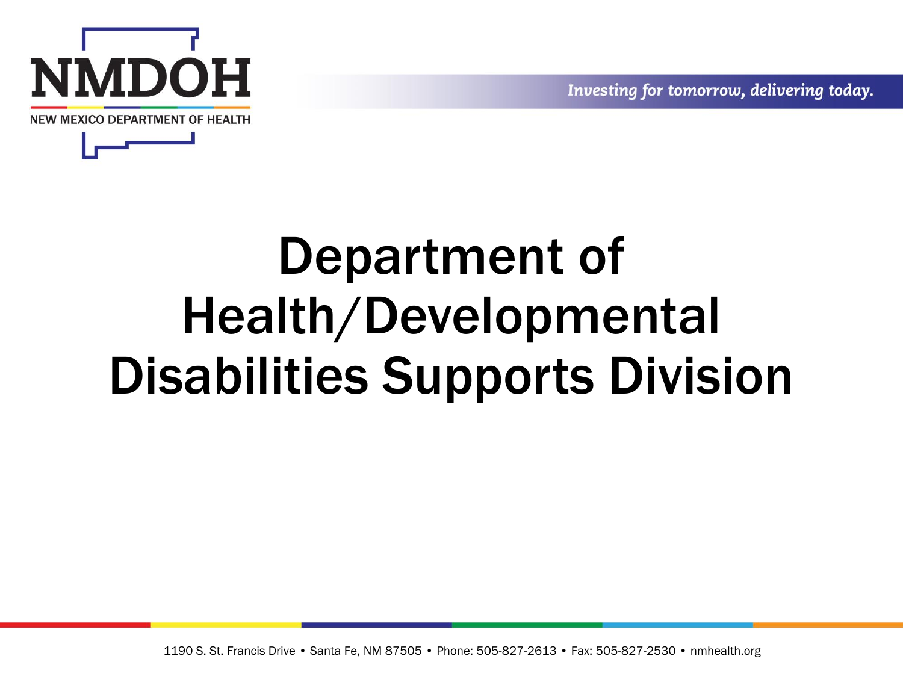# Department of Health/Developmental Disabilities Supports Division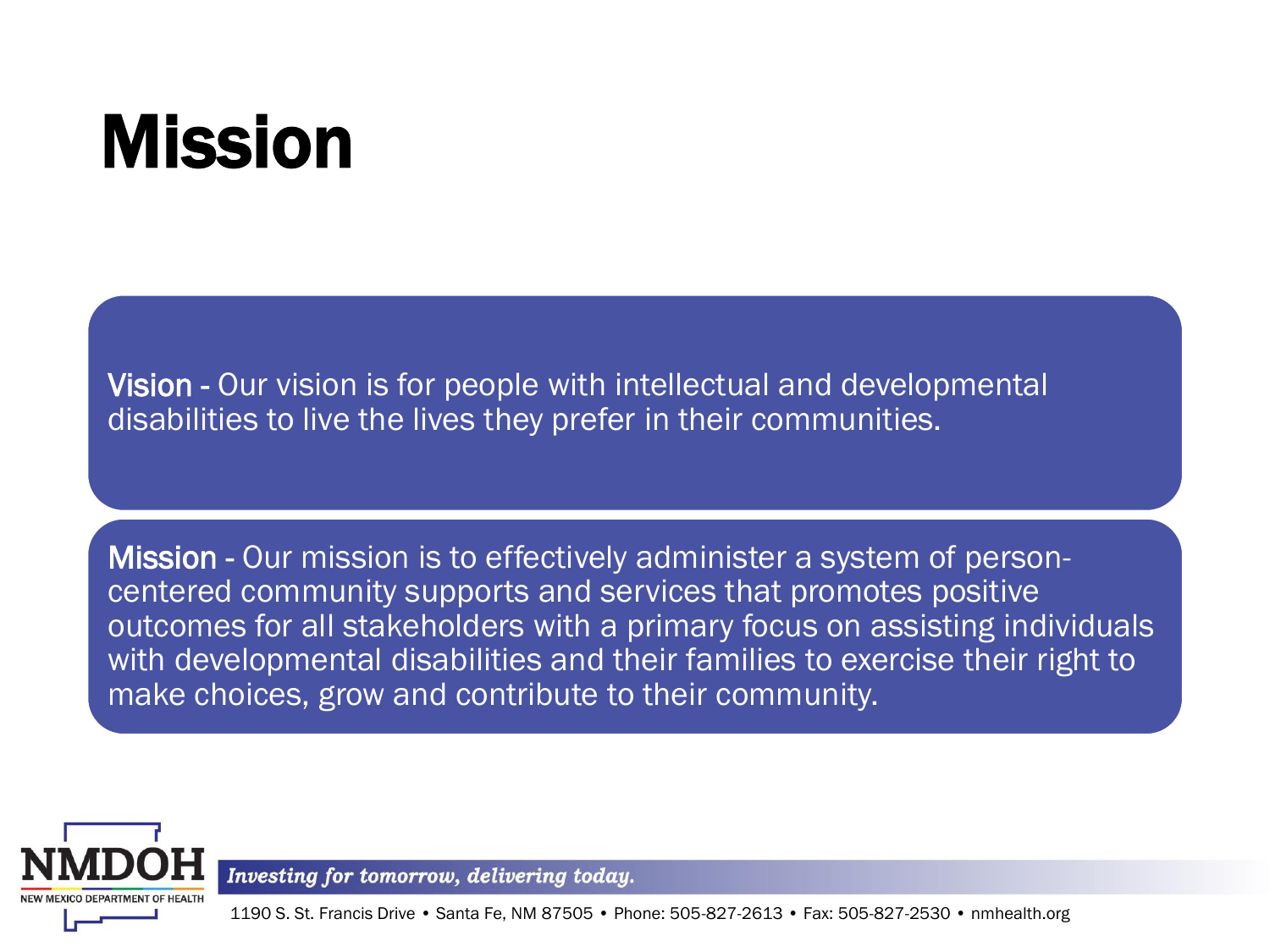# Mission

Vision - Our vision is for people with intellectual and developmental disabilities to live the lives they prefer in their communities.

Mission - Our mission is to effectively administer a system of person-centered community supports and services that promotes positive outcomes for all stakeholders with a primary focus on assisting individuals with developmental disabilities and their families to exercise their right to make choices, grow and contribute to their community.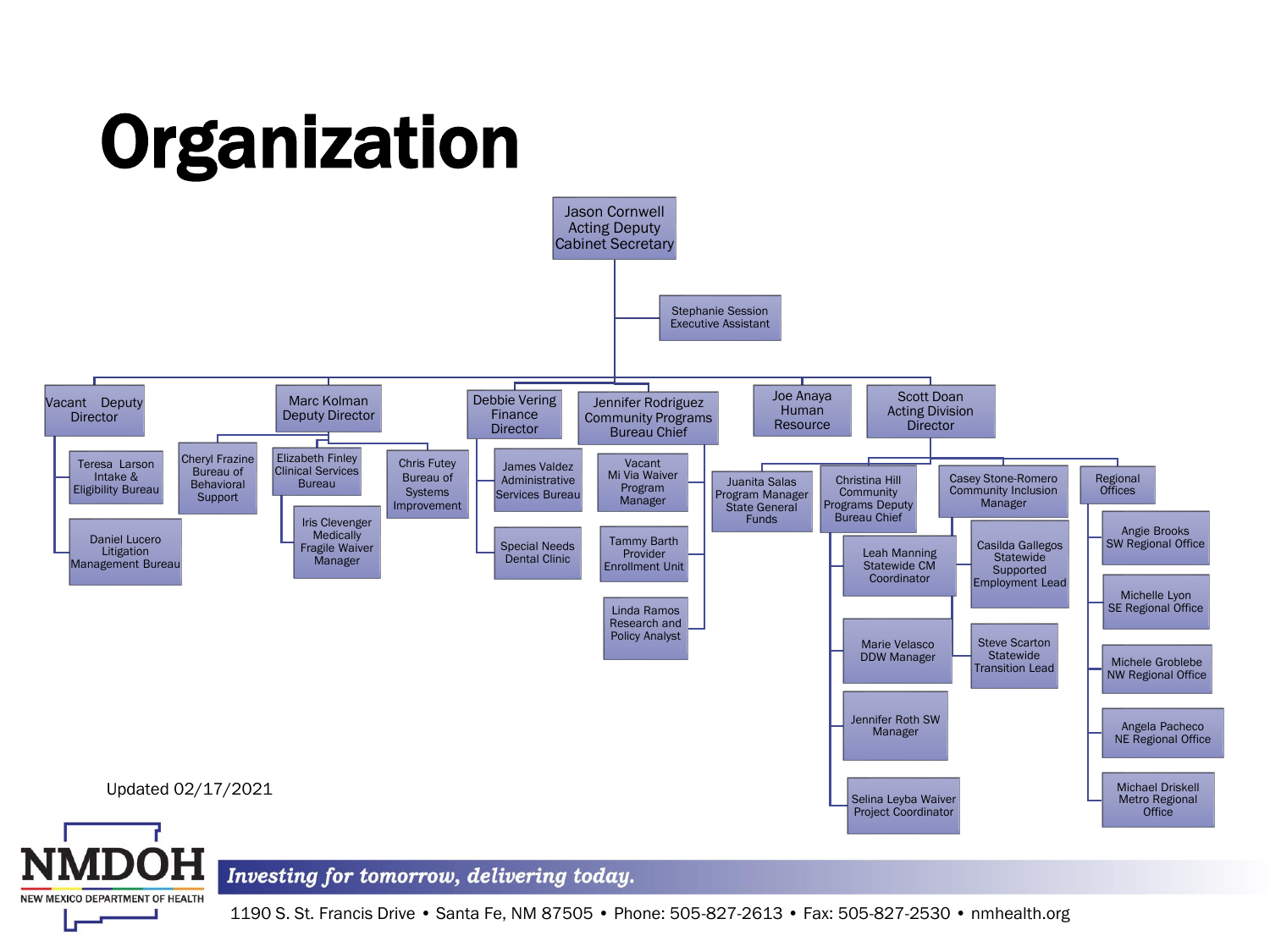# Organization

- **Jason Cornwell** – Acting Deputy Cabinet Secretary
  - Stephanie Session – Executive Assistant
  - **Vacant** – Deputy Director
    - Teresa Larson – Intake & Eligibility Bureau
    - Daniel Lucero – Litigation Management Bureau
  - **Marc Kolman** – Deputy Director
    - Cheryl Frazine – Bureau of Behavioral Support
    - Elizabeth Finley – Clinical Services Bureau
      - Iris Clevenger – Medically Fragile Waiver Manager
    - Chris Futey – Bureau of Systems Improvement
  - **Debbie Vering** – Finance Director
    - James Valdez – Administrative Services Bureau
    - Special Needs Dental Clinic
  - **Jennifer Rodriguez** – Community Programs Bureau Chief
    - Vacant – Mi Via Waiver Program Manager
    - Tammy Barth – Provider Enrollment Unit
    - Linda Ramos – Research and Policy Analyst
  - **Joe Anaya** – Human Resource
  - **Scott Doan** – Acting Division Director
    - Juanita Salas – Program Manager State General Funds
    - Christina Hill – Community Programs Deputy Bureau Chief
      - Leah Manning – Statewide CM Coordinator
      - Marie Velasco – DDW Manager
      - Jennifer Roth – SW Manager
      - Selina Leyba – Waiver Project Coordinator
    - Casey Stone-Romero – Community Inclusion Manager
      - Casilda Gallegos – Statewide Supported Employment Lead
      - Steve Scarton – Statewide Transition Lead
    - Regional Offices
      - Angie Brooks – SW Regional Office
      - Michelle Lyon – SE Regional Office
      - Michele Groblebe – NW Regional Office
      - Angela Pacheco – NE Regional Office
      - Michael Driskell – Metro Regional Office

Updated 02/17/2021

NMDOH – NEW MEXICO DEPARTMENT OF HEALTH

*Investing for tomorrow, delivering today.*

1190 S. St. Francis Drive • Santa Fe, NM 87505 • Phone: 505-827-2613 • Fax: 505-827-2530 • nmhealth.org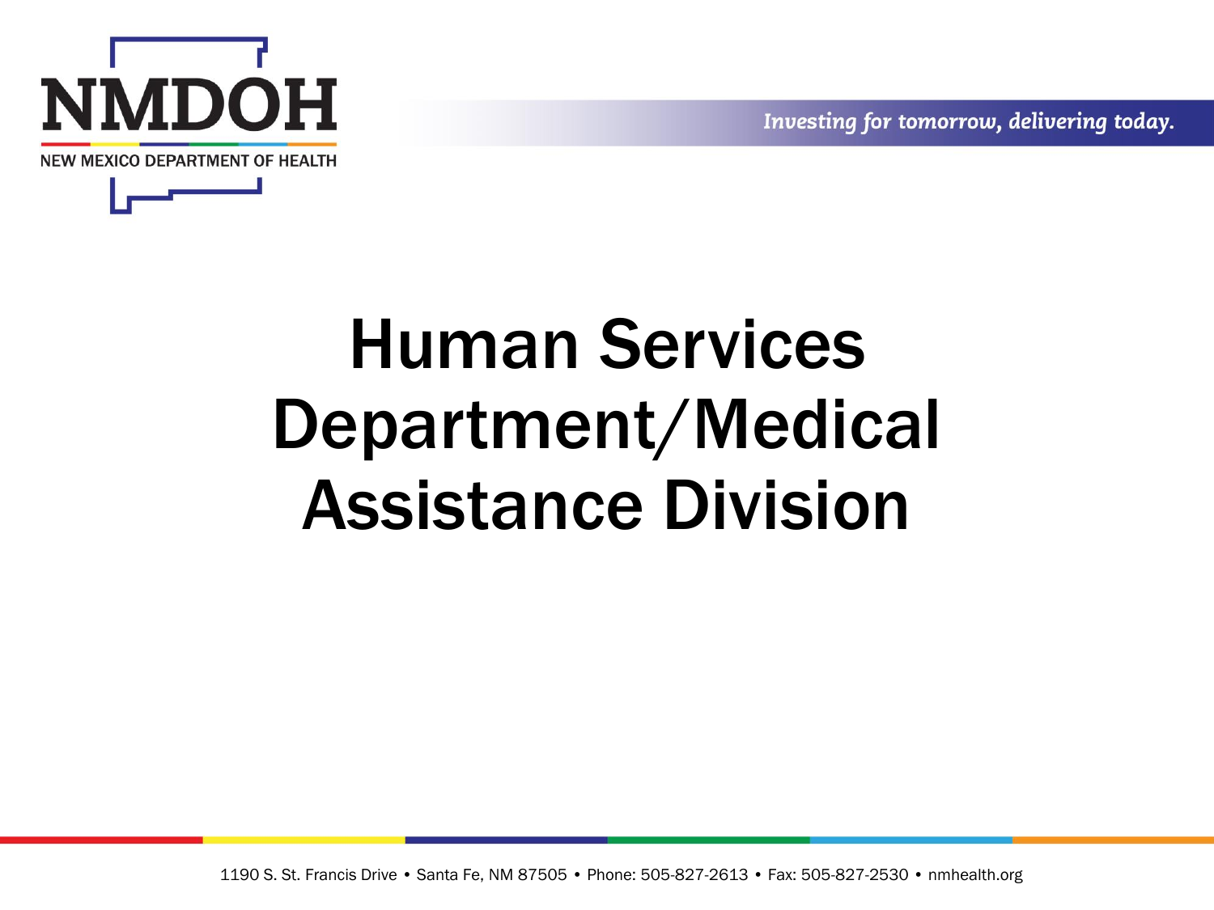# Human Services Department/Medical Assistance Division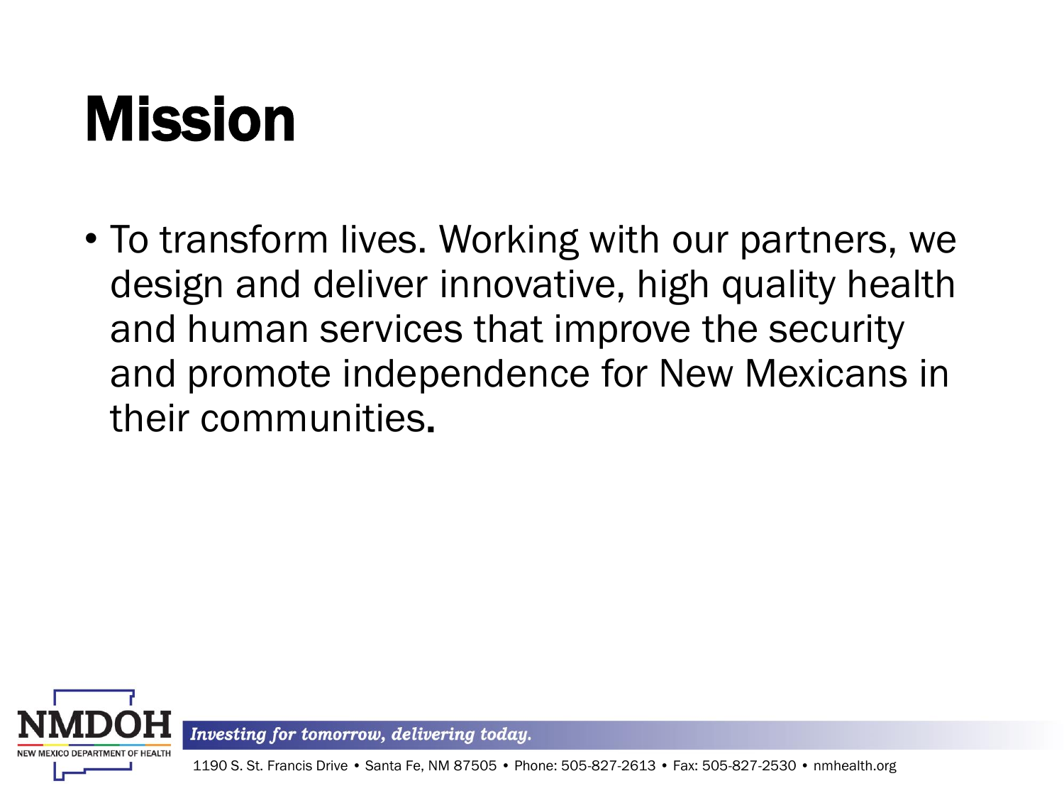# Mission

- To transform lives. Working with our partners, we design and deliver innovative, high quality health and human services that improve the security and promote independence for New Mexicans in their communities.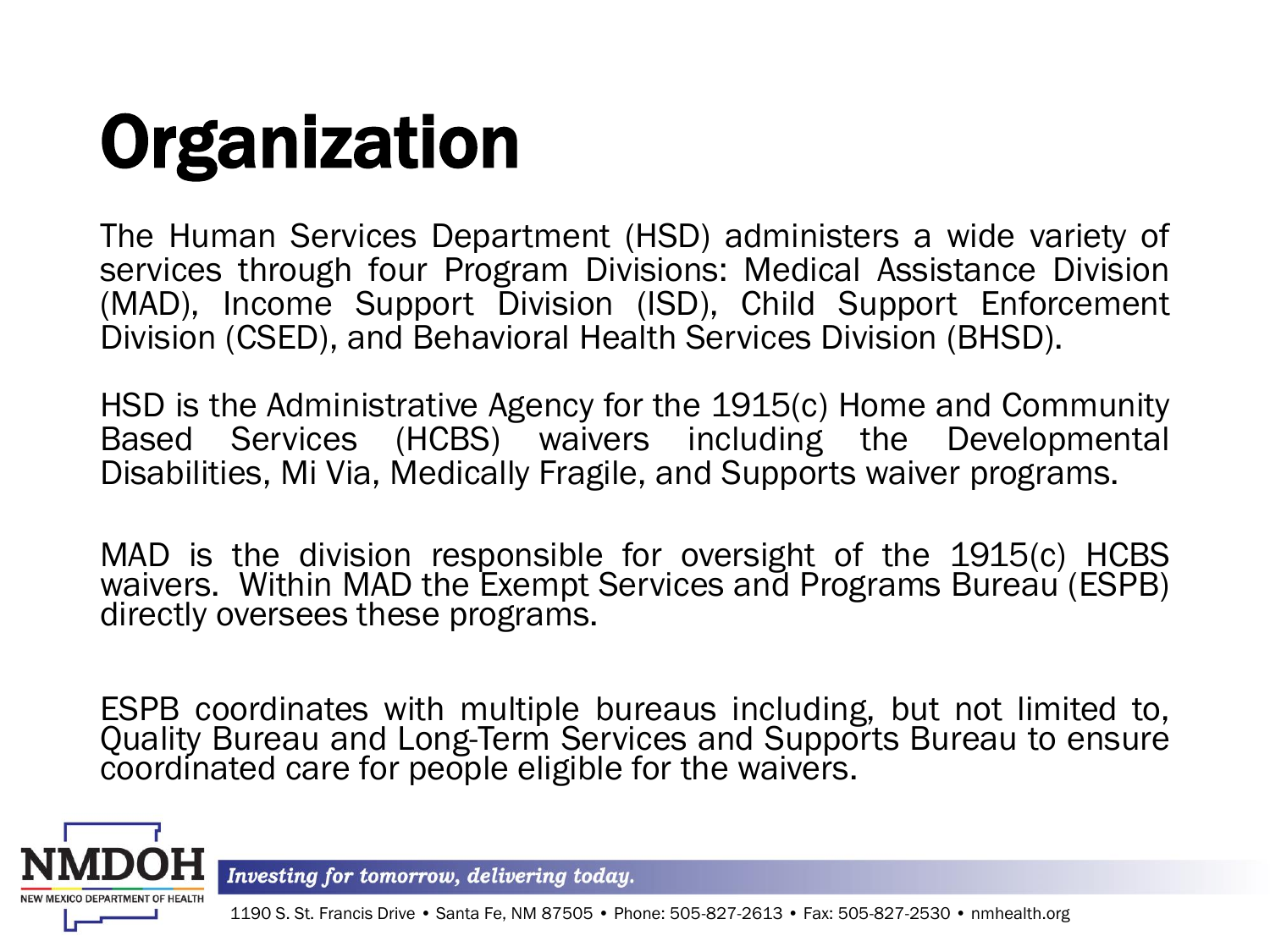# Organization

The Human Services Department (HSD) administers a wide variety of services through four Program Divisions: Medical Assistance Division (MAD), Income Support Division (ISD), Child Support Enforcement Division (CSED), and Behavioral Health Services Division (BHSD).

HSD is the Administrative Agency for the 1915(c) Home and Community Based Services (HCBS) waivers including the Developmental Disabilities, Mi Via, Medically Fragile, and Supports waiver programs.

MAD is the division responsible for oversight of the 1915(c) HCBS waivers. Within MAD the Exempt Services and Programs Bureau (ESPB) directly oversees these programs.

ESPB coordinates with multiple bureaus including, but not limited to, Quality Bureau and Long-Term Services and Supports Bureau to ensure coordinated care for people eligible for the waivers.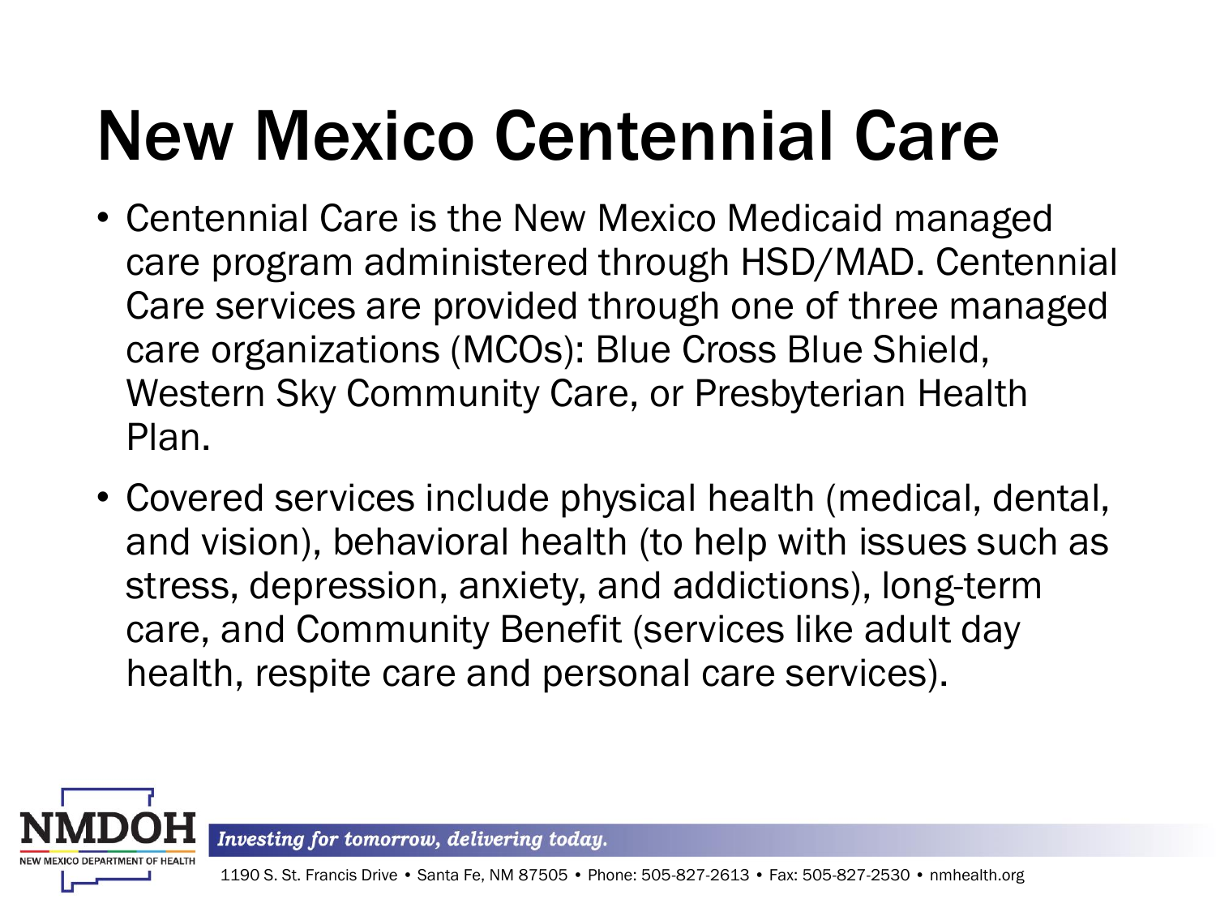# New Mexico Centennial Care

- Centennial Care is the New Mexico Medicaid managed care program administered through HSD/MAD. Centennial Care services are provided through one of three managed care organizations (MCOs): Blue Cross Blue Shield, Western Sky Community Care, or Presbyterian Health Plan.
- Covered services include physical health (medical, dental, and vision), behavioral health (to help with issues such as stress, depression, anxiety, and addictions), long-term care, and Community Benefit (services like adult day health, respite care and personal care services).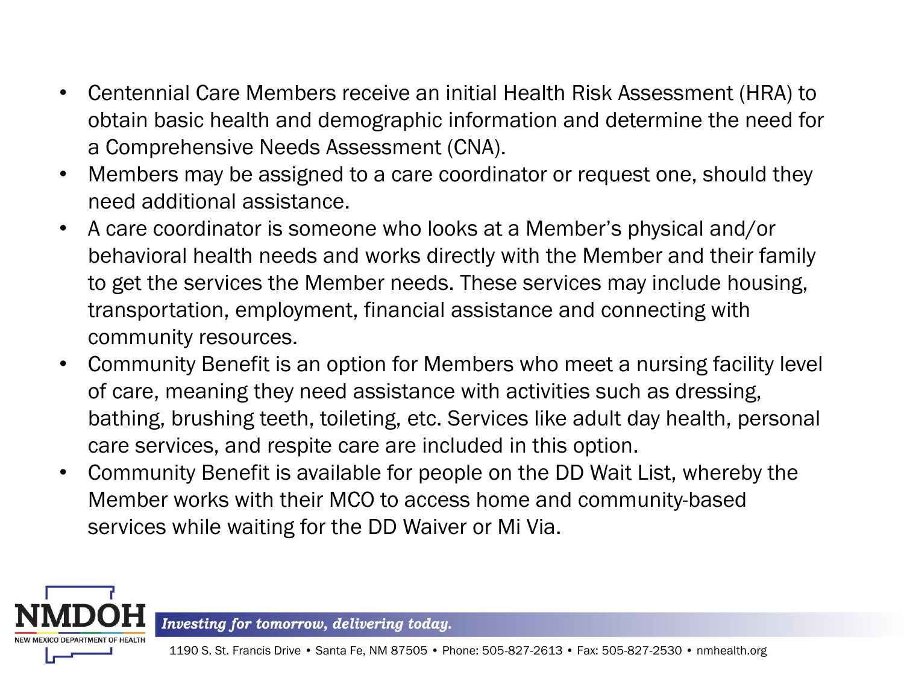- Centennial Care Members receive an initial Health Risk Assessment (HRA) to obtain basic health and demographic information and determine the need for a Comprehensive Needs Assessment (CNA).
- Members may be assigned to a care coordinator or request one, should they need additional assistance.
- A care coordinator is someone who looks at a Member's physical and/or behavioral health needs and works directly with the Member and their family to get the services the Member needs. These services may include housing, transportation, employment, financial assistance and connecting with community resources.
- Community Benefit is an option for Members who meet a nursing facility level of care, meaning they need assistance with activities such as dressing, bathing, brushing teeth, toileting, etc. Services like adult day health, personal care services, and respite care are included in this option.
- Community Benefit is available for people on the DD Wait List, whereby the Member works with their MCO to access home and community-based services while waiting for the DD Waiver or Mi Via.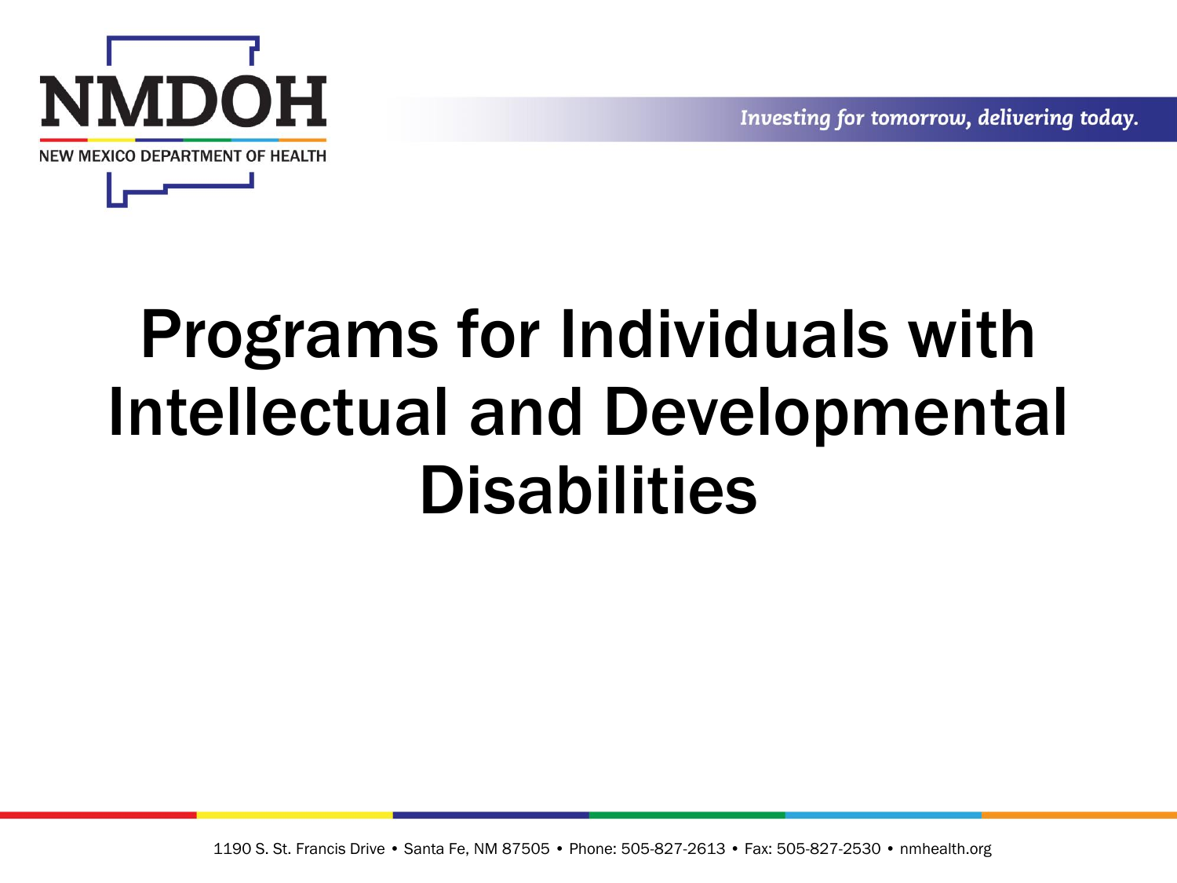# Programs for Individuals with Intellectual and Developmental Disabilities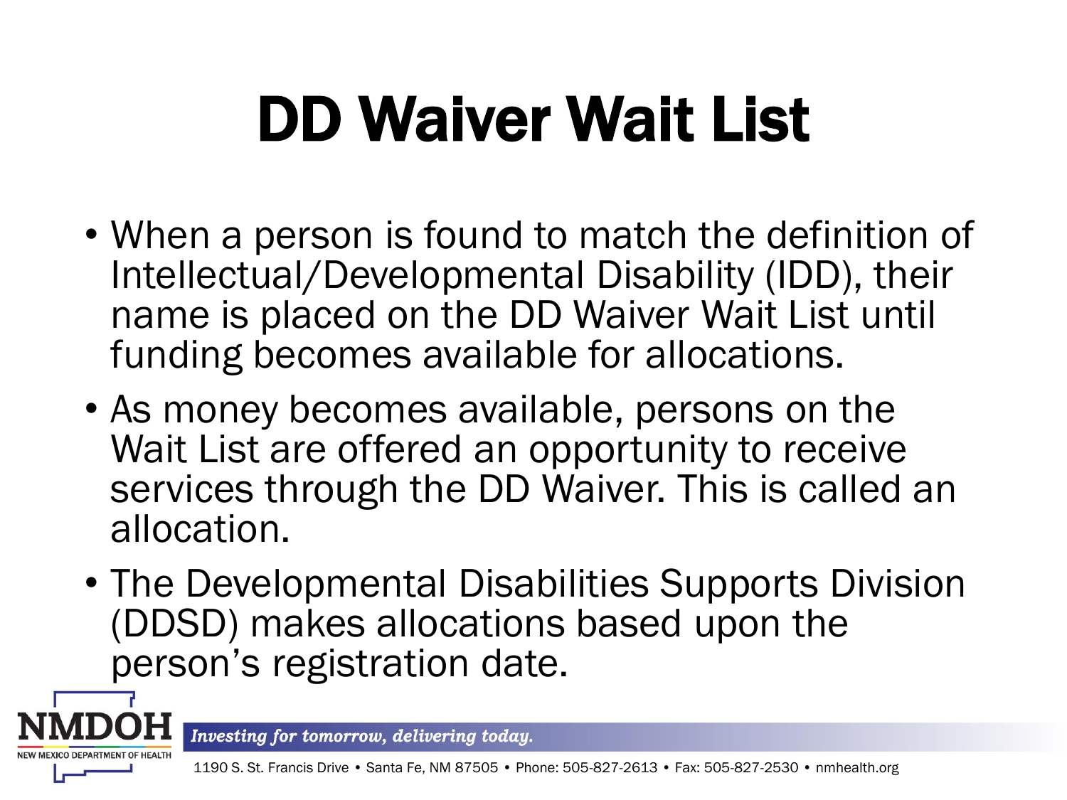# DD Waiver Wait List

- When a person is found to match the definition of Intellectual/Developmental Disability (IDD), their name is placed on the DD Waiver Wait List until funding becomes available for allocations.
- As money becomes available, persons on the Wait List are offered an opportunity to receive services through the DD Waiver. This is called an allocation.
- The Developmental Disabilities Supports Division (DDSD) makes allocations based upon the person's registration date.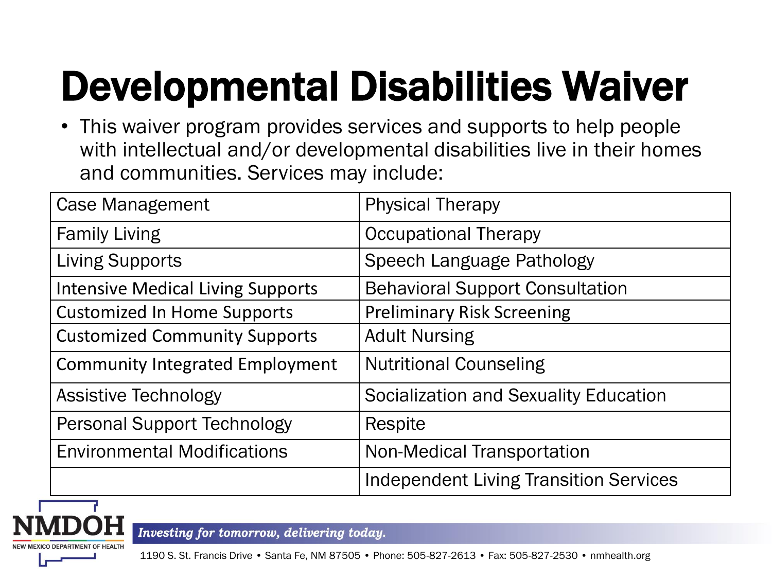# Developmental Disabilities Waiver

- This waiver program provides services and supports to help people with intellectual and/or developmental disabilities live in their homes and communities. Services may include:

| | |
|---|---|
| Case Management | Physical Therapy |
| Family Living | Occupational Therapy |
| Living Supports | Speech Language Pathology |
| Intensive Medical Living Supports | Behavioral Support Consultation |
| Customized In Home Supports | Preliminary Risk Screening |
| Customized Community Supports | Adult Nursing |
| Community Integrated Employment | Nutritional Counseling |
| Assistive Technology | Socialization and Sexuality Education |
| Personal Support Technology | Respite |
| Environmental Modifications | Non-Medical Transportation |
| | Independent Living Transition Services |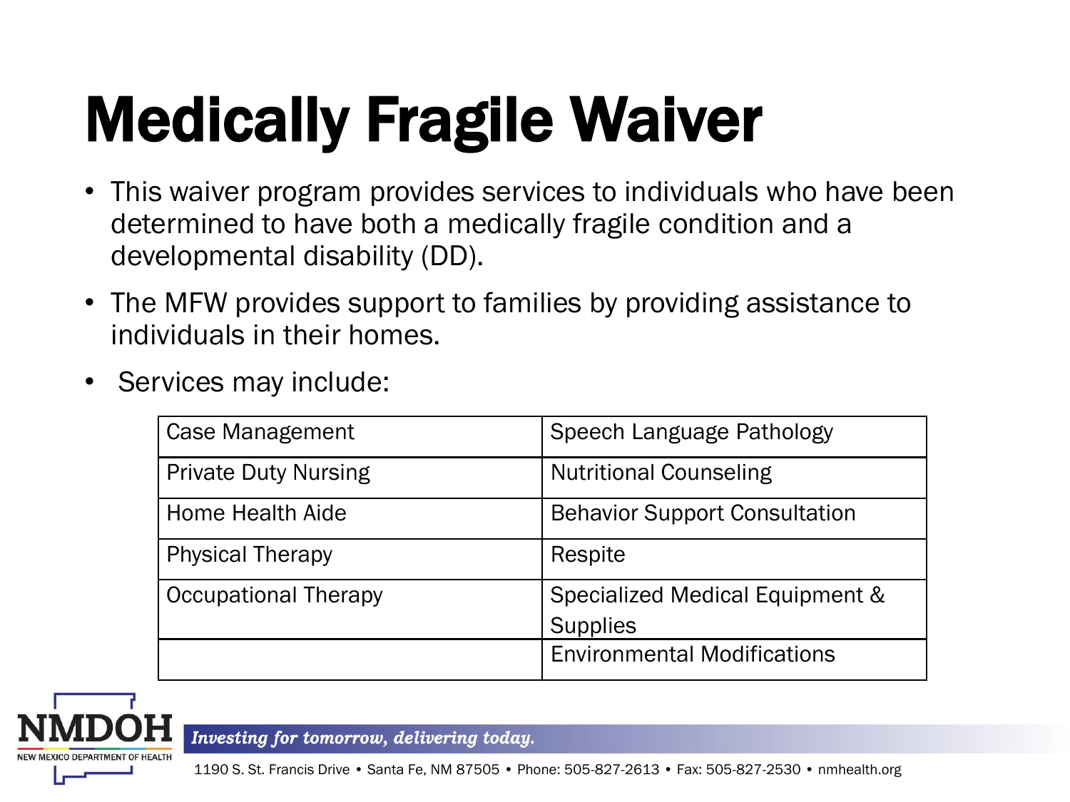# Medically Fragile Waiver

- This waiver program provides services to individuals who have been determined to have both a medically fragile condition and a developmental disability (DD).
- The MFW provides support to families by providing assistance to individuals in their homes.
- Services may include:

| Case Management | Speech Language Pathology |
|---|---|
| Private Duty Nursing | Nutritional Counseling |
| Home Health Aide | Behavior Support Consultation |
| Physical Therapy | Respite |
| Occupational Therapy | Specialized Medical Equipment & Supplies |
| | Environmental Modifications |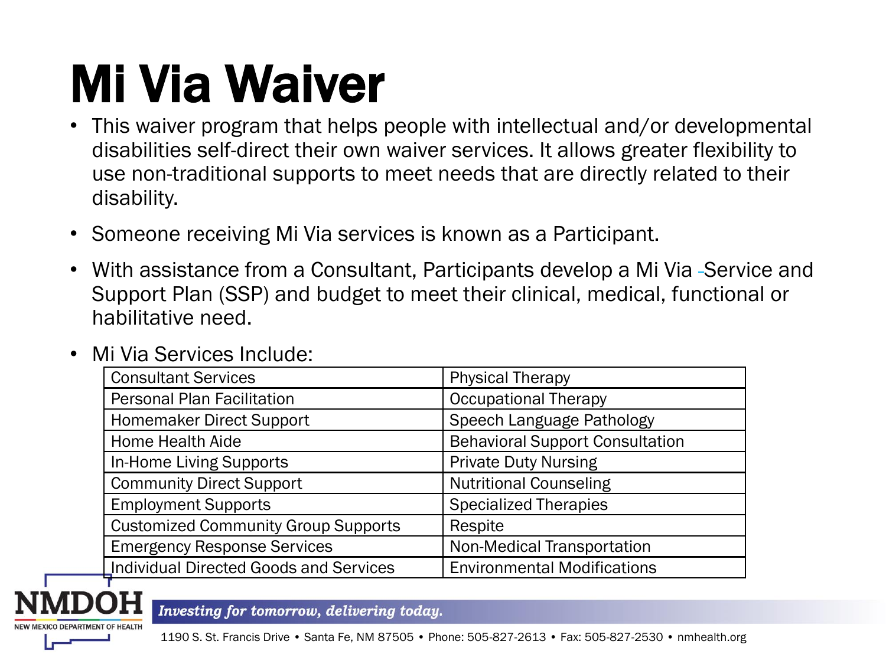# Mi Via Waiver

- This waiver program that helps people with intellectual and/or developmental disabilities self-direct their own waiver services. It allows greater flexibility to use non-traditional supports to meet needs that are directly related to their disability.
- Someone receiving Mi Via services is known as a Participant.
- With assistance from a Consultant, Participants develop a Mi Via Service and Support Plan (SSP) and budget to meet their clinical, medical, functional or habilitative need.
- Mi Via Services Include:

| | |
|---|---|
| Consultant Services | Physical Therapy |
| Personal Plan Facilitation | Occupational Therapy |
| Homemaker Direct Support | Speech Language Pathology |
| Home Health Aide | Behavioral Support Consultation |
| In-Home Living Supports | Private Duty Nursing |
| Community Direct Support | Nutritional Counseling |
| Employment Supports | Specialized Therapies |
| Customized Community Group Supports | Respite |
| Emergency Response Services | Non-Medical Transportation |
| Individual Directed Goods and Services | Environmental Modifications |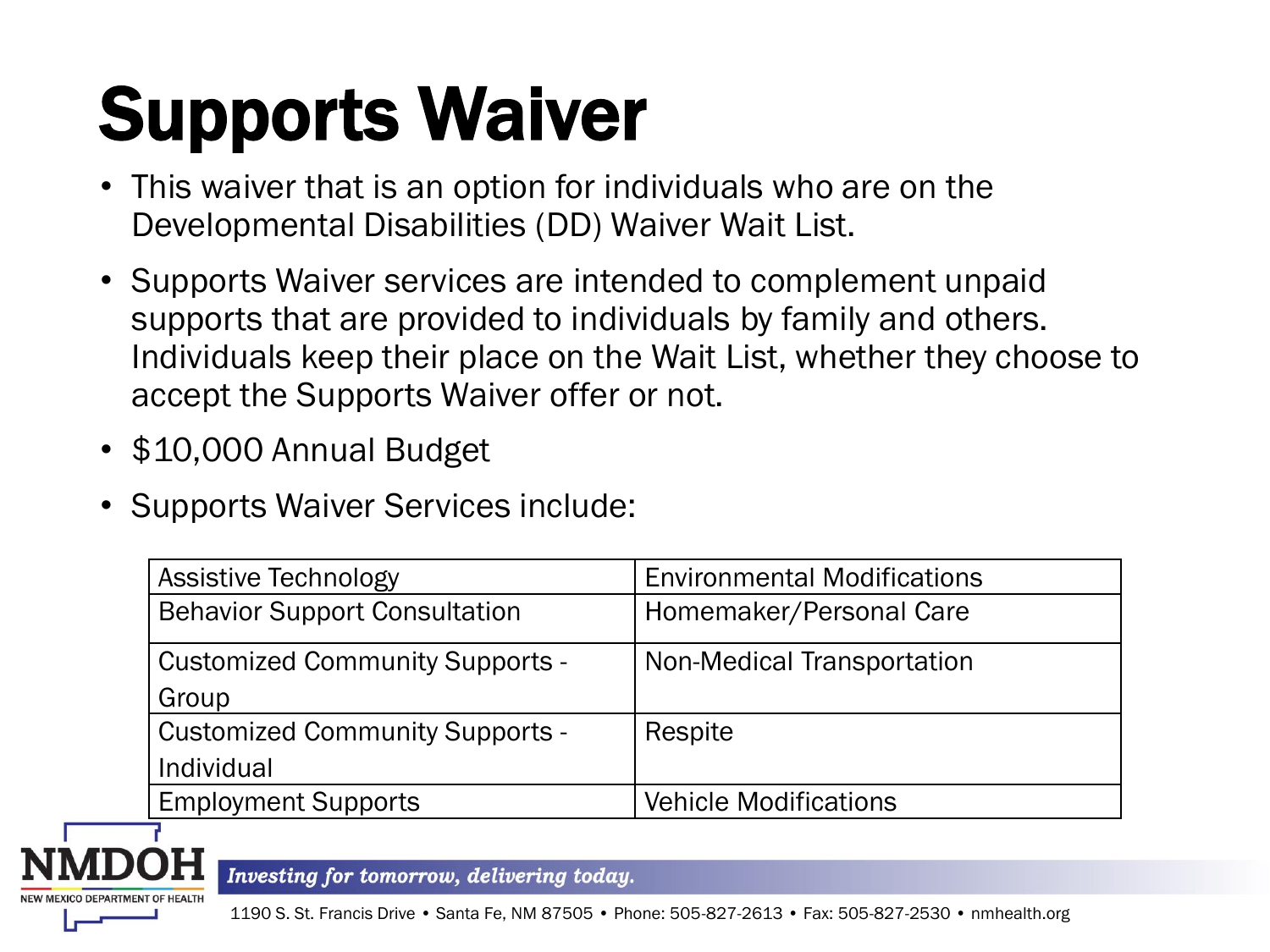# Supports Waiver

- This waiver that is an option for individuals who are on the Developmental Disabilities (DD) Waiver Wait List.
- Supports Waiver services are intended to complement unpaid supports that are provided to individuals by family and others. Individuals keep their place on the Wait List, whether they choose to accept the Supports Waiver offer or not.
- $10,000 Annual Budget
- Supports Waiver Services include:

| Assistive Technology | Environmental Modifications |
|---|---|
| Behavior Support Consultation | Homemaker/Personal Care |
| Customized Community Supports - Group | Non-Medical Transportation |
| Customized Community Supports - Individual | Respite |
| Employment Supports | Vehicle Modifications |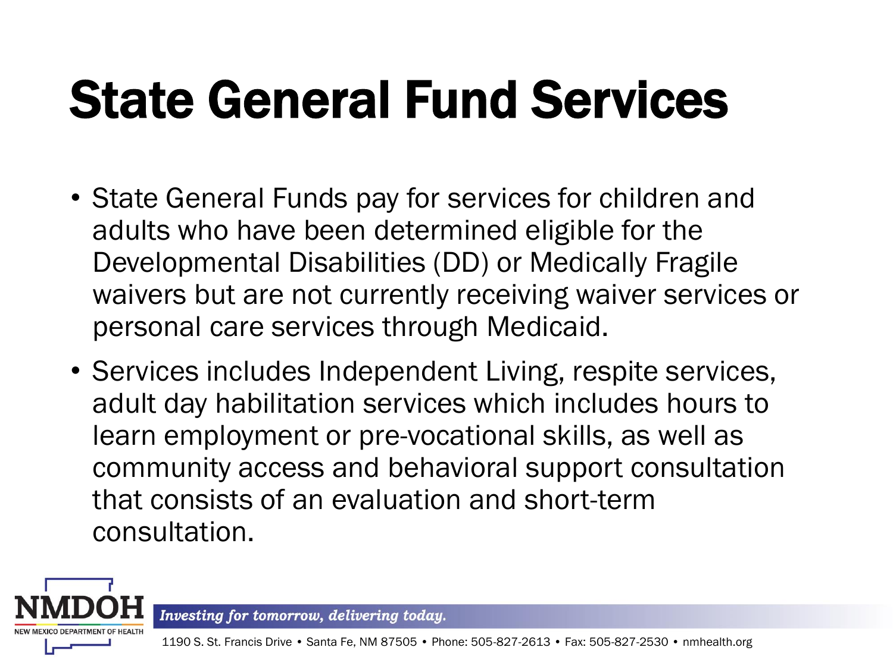# State General Fund Services

- State General Funds pay for services for children and adults who have been determined eligible for the Developmental Disabilities (DD) or Medically Fragile waivers but are not currently receiving waiver services or personal care services through Medicaid.
- Services includes Independent Living, respite services, adult day habilitation services which includes hours to learn employment or pre-vocational skills, as well as community access and behavioral support consultation that consists of an evaluation and short-term consultation.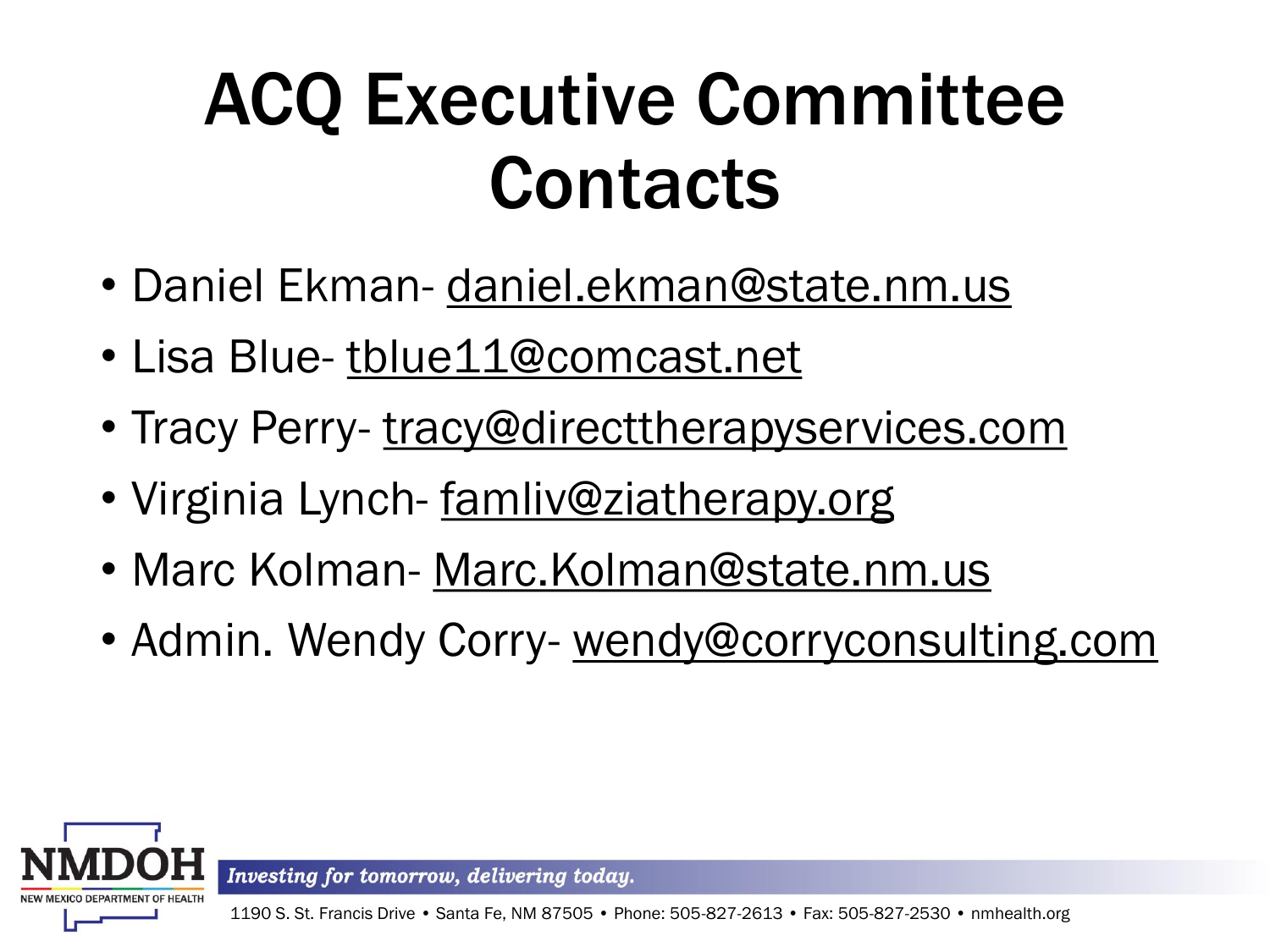# ACQ Executive Committee Contacts

- Daniel Ekman- daniel.ekman@state.nm.us
- Lisa Blue- tblue11@comcast.net
- Tracy Perry- tracy@directtherapyservices.com
- Virginia Lynch- famliv@ziatherapy.org
- Marc Kolman- Marc.Kolman@state.nm.us
- Admin. Wendy Corry- wendy@corryconsulting.com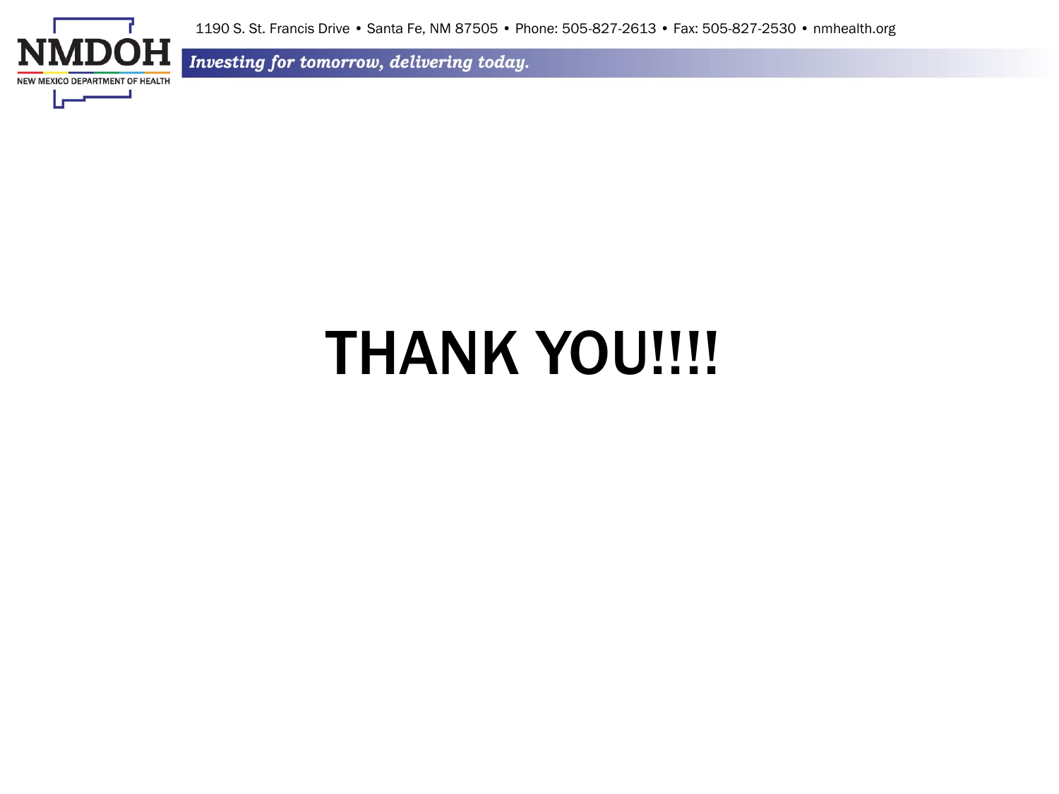# THANK YOU!!!!